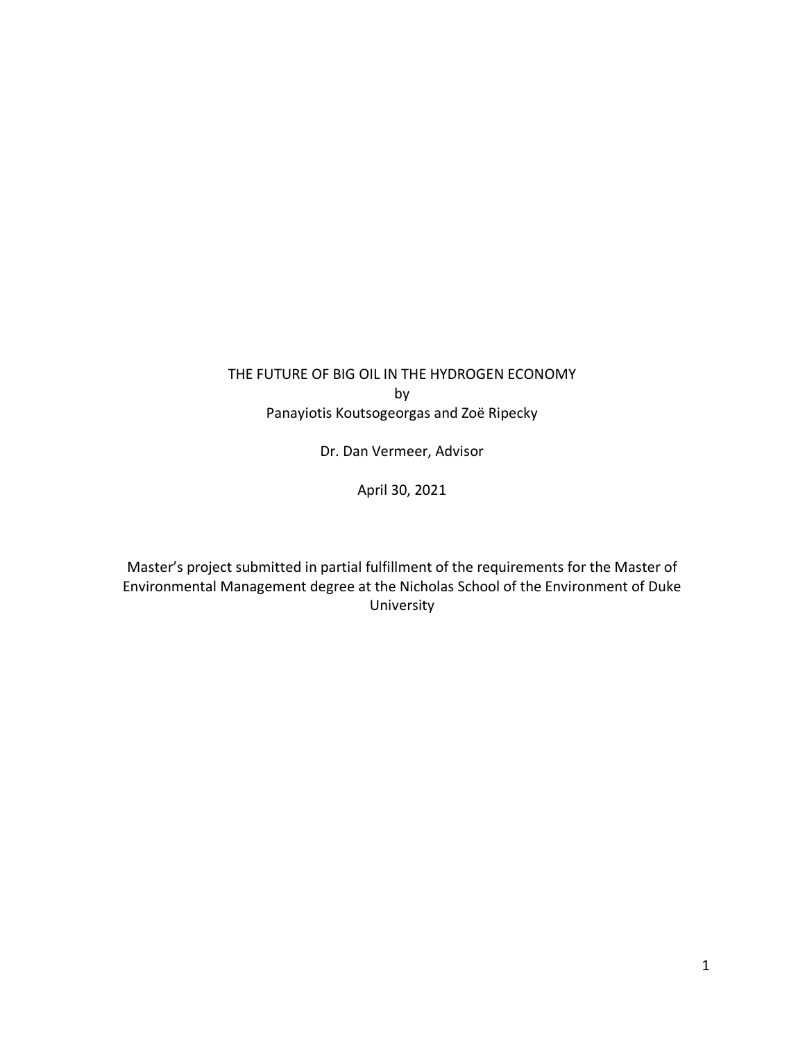# THE FUTURE OF BIG OIL IN THE HYDROGEN ECONOMY

by

Panayiotis Koutsogeorgas and Zoë Ripecky

Dr. Dan Vermeer, Advisor

April 30, 2021

Master's project submitted in partial fulfillment of the requirements for the Master of Environmental Management degree at the Nicholas School of the Environment of Duke University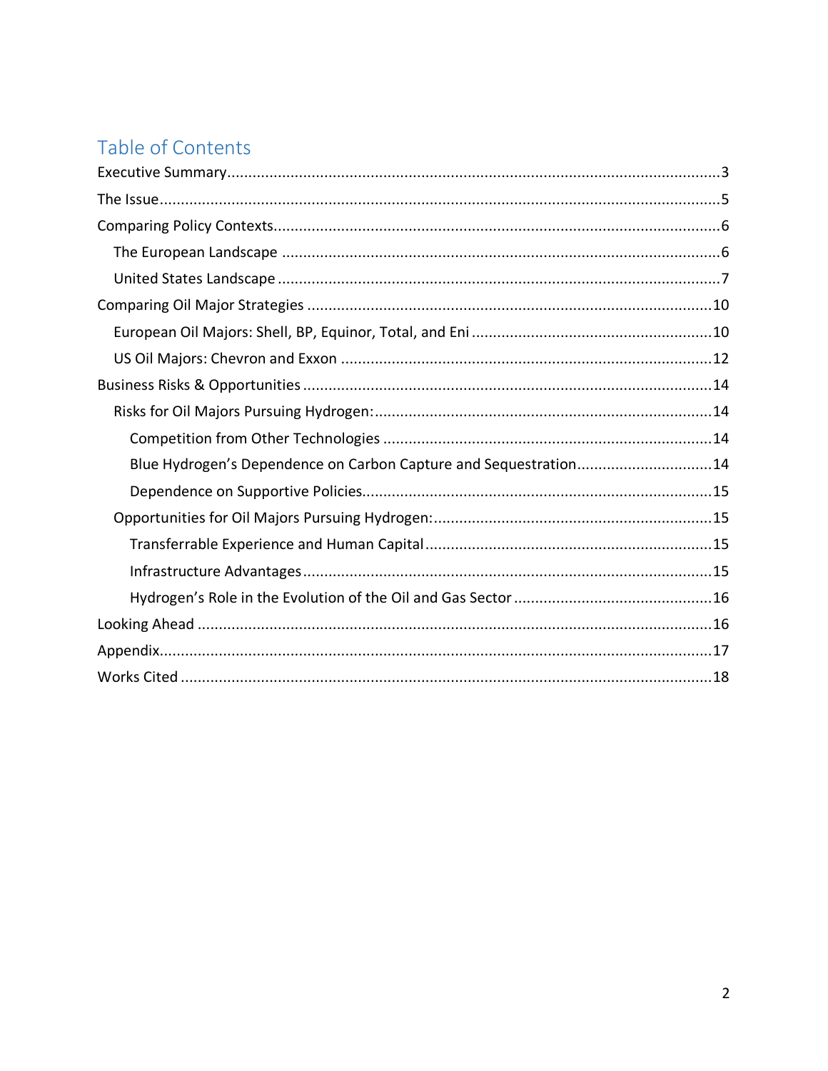# Table of Contents

- Executive Summary....................3
- The Issue....................5
- Comparing Policy Contexts....................6
  - The European Landscape....................6
  - United States Landscape....................7
- Comparing Oil Major Strategies....................10
  - European Oil Majors: Shell, BP, Equinor, Total, and Eni....................10
  - US Oil Majors: Chevron and Exxon....................12
- Business Risks & Opportunities....................14
  - Risks for Oil Majors Pursuing Hydrogen:....................14
    - Competition from Other Technologies....................14
    - Blue Hydrogen's Dependence on Carbon Capture and Sequestration....................14
    - Dependence on Supportive Policies....................15
  - Opportunities for Oil Majors Pursuing Hydrogen:....................15
    - Transferrable Experience and Human Capital....................15
    - Infrastructure Advantages....................15
    - Hydrogen's Role in the Evolution of the Oil and Gas Sector....................16
- Looking Ahead....................16
- Appendix....................17
- Works Cited....................18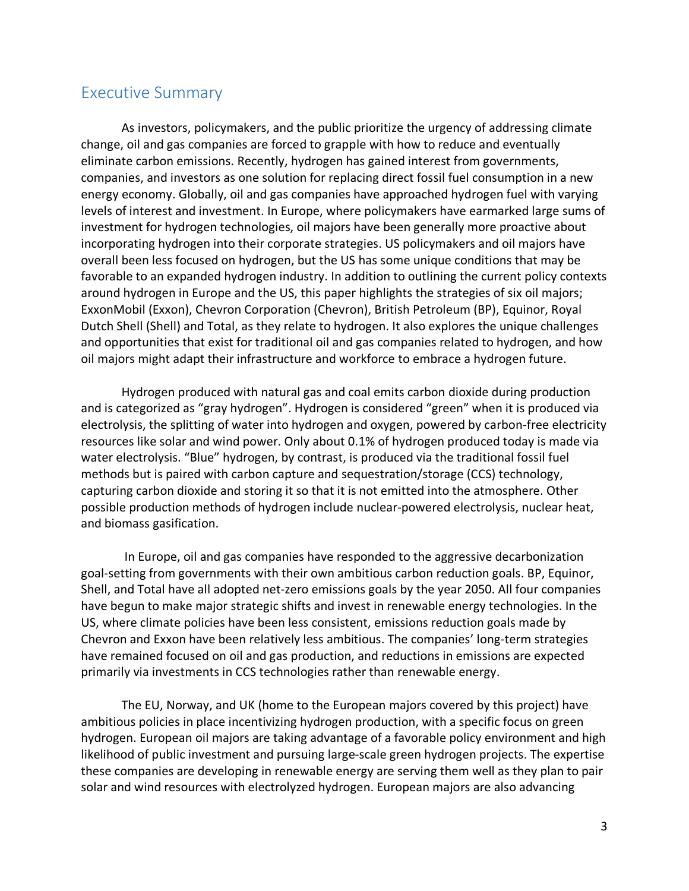## Executive Summary

As investors, policymakers, and the public prioritize the urgency of addressing climate change, oil and gas companies are forced to grapple with how to reduce and eventually eliminate carbon emissions. Recently, hydrogen has gained interest from governments, companies, and investors as one solution for replacing direct fossil fuel consumption in a new energy economy. Globally, oil and gas companies have approached hydrogen fuel with varying levels of interest and investment. In Europe, where policymakers have earmarked large sums of investment for hydrogen technologies, oil majors have been generally more proactive about incorporating hydrogen into their corporate strategies. US policymakers and oil majors have overall been less focused on hydrogen, but the US has some unique conditions that may be favorable to an expanded hydrogen industry. In addition to outlining the current policy contexts around hydrogen in Europe and the US, this paper highlights the strategies of six oil majors; ExxonMobil (Exxon), Chevron Corporation (Chevron), British Petroleum (BP), Equinor, Royal Dutch Shell (Shell) and Total, as they relate to hydrogen. It also explores the unique challenges and opportunities that exist for traditional oil and gas companies related to hydrogen, and how oil majors might adapt their infrastructure and workforce to embrace a hydrogen future.

Hydrogen produced with natural gas and coal emits carbon dioxide during production and is categorized as "gray hydrogen". Hydrogen is considered "green" when it is produced via electrolysis, the splitting of water into hydrogen and oxygen, powered by carbon-free electricity resources like solar and wind power. Only about 0.1% of hydrogen produced today is made via water electrolysis. "Blue" hydrogen, by contrast, is produced via the traditional fossil fuel methods but is paired with carbon capture and sequestration/storage (CCS) technology, capturing carbon dioxide and storing it so that it is not emitted into the atmosphere. Other possible production methods of hydrogen include nuclear-powered electrolysis, nuclear heat, and biomass gasification.

In Europe, oil and gas companies have responded to the aggressive decarbonization goal-setting from governments with their own ambitious carbon reduction goals. BP, Equinor, Shell, and Total have all adopted net-zero emissions goals by the year 2050. All four companies have begun to make major strategic shifts and invest in renewable energy technologies. In the US, where climate policies have been less consistent, emissions reduction goals made by Chevron and Exxon have been relatively less ambitious. The companies' long-term strategies have remained focused on oil and gas production, and reductions in emissions are expected primarily via investments in CCS technologies rather than renewable energy.

The EU, Norway, and UK (home to the European majors covered by this project) have ambitious policies in place incentivizing hydrogen production, with a specific focus on green hydrogen. European oil majors are taking advantage of a favorable policy environment and high likelihood of public investment and pursuing large-scale green hydrogen projects. The expertise these companies are developing in renewable energy are serving them well as they plan to pair solar and wind resources with electrolyzed hydrogen. European majors are also advancing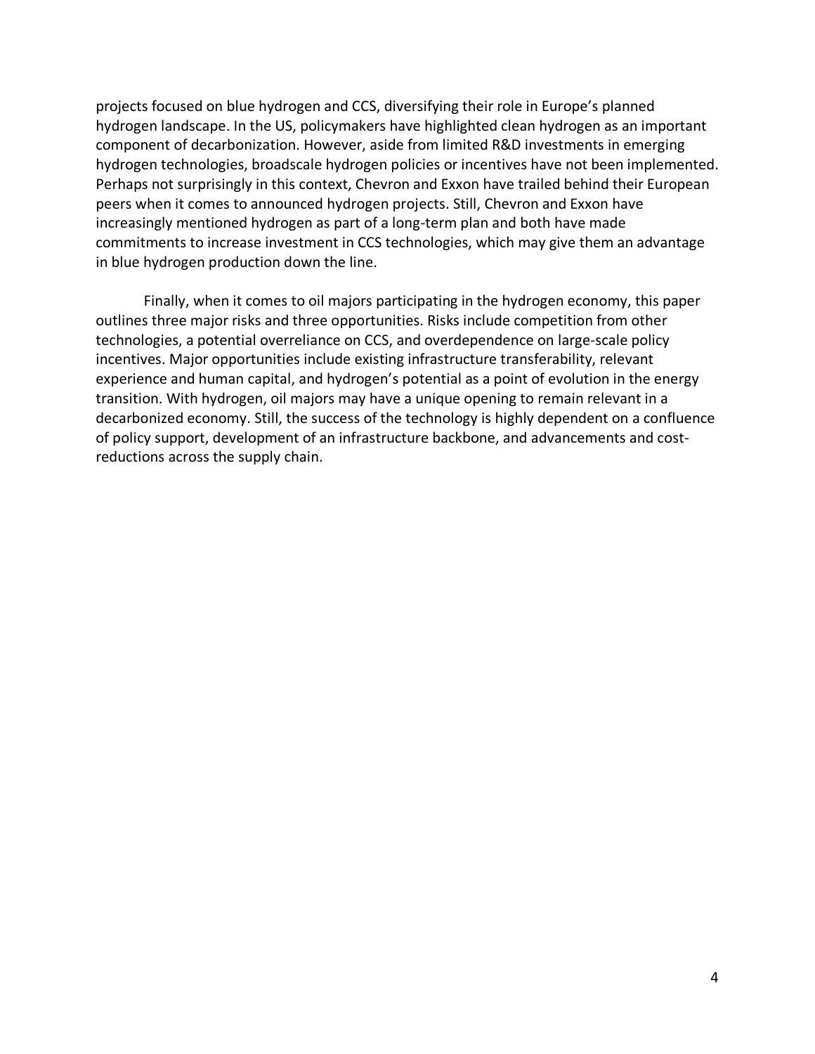projects focused on blue hydrogen and CCS, diversifying their role in Europe's planned hydrogen landscape. In the US, policymakers have highlighted clean hydrogen as an important component of decarbonization. However, aside from limited R&D investments in emerging hydrogen technologies, broadscale hydrogen policies or incentives have not been implemented. Perhaps not surprisingly in this context, Chevron and Exxon have trailed behind their European peers when it comes to announced hydrogen projects. Still, Chevron and Exxon have increasingly mentioned hydrogen as part of a long-term plan and both have made commitments to increase investment in CCS technologies, which may give them an advantage in blue hydrogen production down the line.

Finally, when it comes to oil majors participating in the hydrogen economy, this paper outlines three major risks and three opportunities. Risks include competition from other technologies, a potential overreliance on CCS, and overdependence on large-scale policy incentives. Major opportunities include existing infrastructure transferability, relevant experience and human capital, and hydrogen's potential as a point of evolution in the energy transition. With hydrogen, oil majors may have a unique opening to remain relevant in a decarbonized economy. Still, the success of the technology is highly dependent on a confluence of policy support, development of an infrastructure backbone, and advancements and cost-reductions across the supply chain.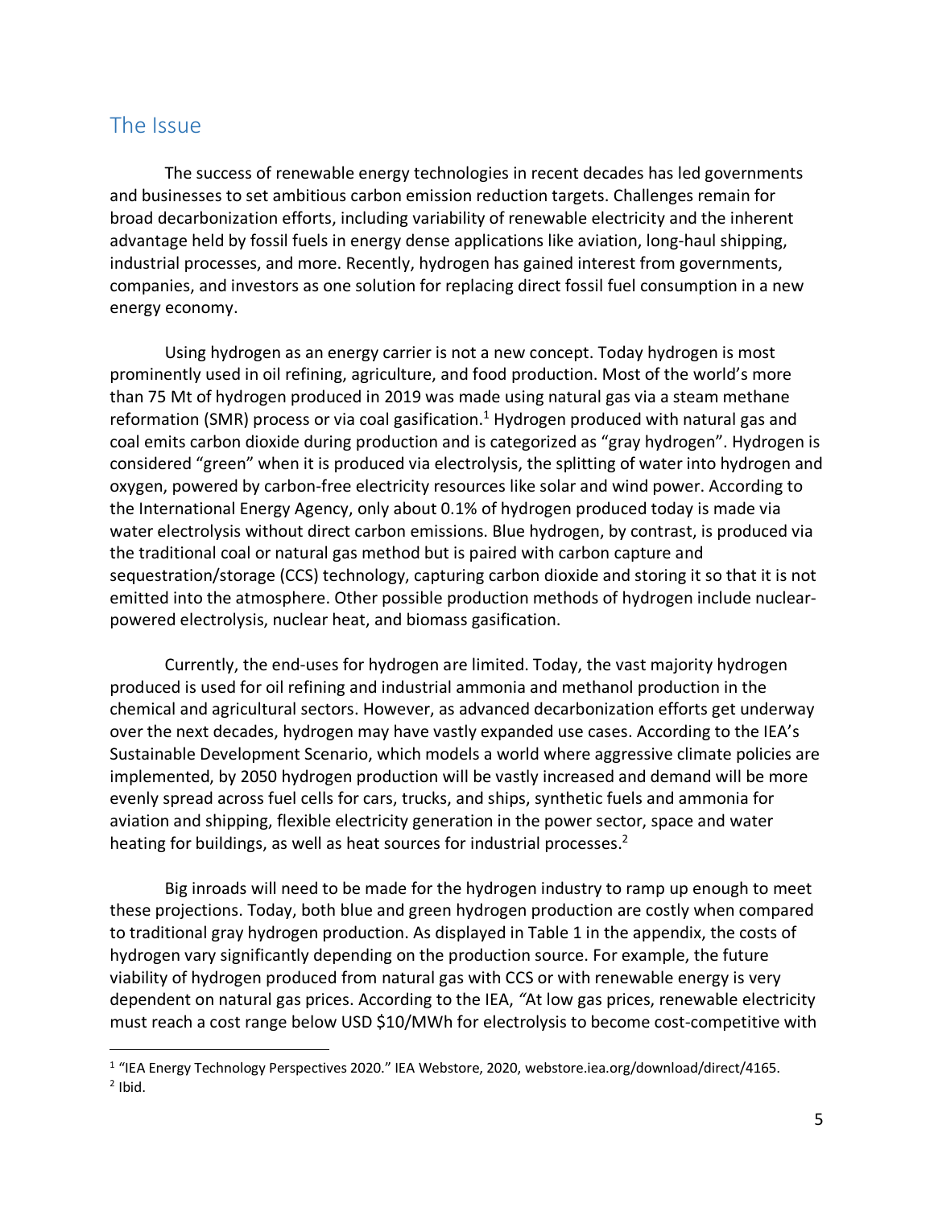## The Issue

The success of renewable energy technologies in recent decades has led governments and businesses to set ambitious carbon emission reduction targets. Challenges remain for broad decarbonization efforts, including variability of renewable electricity and the inherent advantage held by fossil fuels in energy dense applications like aviation, long-haul shipping, industrial processes, and more. Recently, hydrogen has gained interest from governments, companies, and investors as one solution for replacing direct fossil fuel consumption in a new energy economy.

Using hydrogen as an energy carrier is not a new concept. Today hydrogen is most prominently used in oil refining, agriculture, and food production. Most of the world's more than 75 Mt of hydrogen produced in 2019 was made using natural gas via a steam methane reformation (SMR) process or via coal gasification.[1] Hydrogen produced with natural gas and coal emits carbon dioxide during production and is categorized as "gray hydrogen". Hydrogen is considered "green" when it is produced via electrolysis, the splitting of water into hydrogen and oxygen, powered by carbon-free electricity resources like solar and wind power. According to the International Energy Agency, only about 0.1% of hydrogen produced today is made via water electrolysis without direct carbon emissions. Blue hydrogen, by contrast, is produced via the traditional coal or natural gas method but is paired with carbon capture and sequestration/storage (CCS) technology, capturing carbon dioxide and storing it so that it is not emitted into the atmosphere. Other possible production methods of hydrogen include nuclear-powered electrolysis, nuclear heat, and biomass gasification.

Currently, the end-uses for hydrogen are limited. Today, the vast majority hydrogen produced is used for oil refining and industrial ammonia and methanol production in the chemical and agricultural sectors. However, as advanced decarbonization efforts get underway over the next decades, hydrogen may have vastly expanded use cases. According to the IEA's Sustainable Development Scenario, which models a world where aggressive climate policies are implemented, by 2050 hydrogen production will be vastly increased and demand will be more evenly spread across fuel cells for cars, trucks, and ships, synthetic fuels and ammonia for aviation and shipping, flexible electricity generation in the power sector, space and water heating for buildings, as well as heat sources for industrial processes.[2]

Big inroads will need to be made for the hydrogen industry to ramp up enough to meet these projections. Today, both blue and green hydrogen production are costly when compared to traditional gray hydrogen production. As displayed in Table 1 in the appendix, the costs of hydrogen vary significantly depending on the production source. For example, the future viability of hydrogen produced from natural gas with CCS or with renewable energy is very dependent on natural gas prices. According to the IEA, *"*At low gas prices, renewable electricity must reach a cost range below USD $10/MWh for electrolysis to become cost-competitive with

---

[1] "IEA Energy Technology Perspectives 2020." IEA Webstore, 2020, webstore.iea.org/download/direct/4165.

[2] Ibid.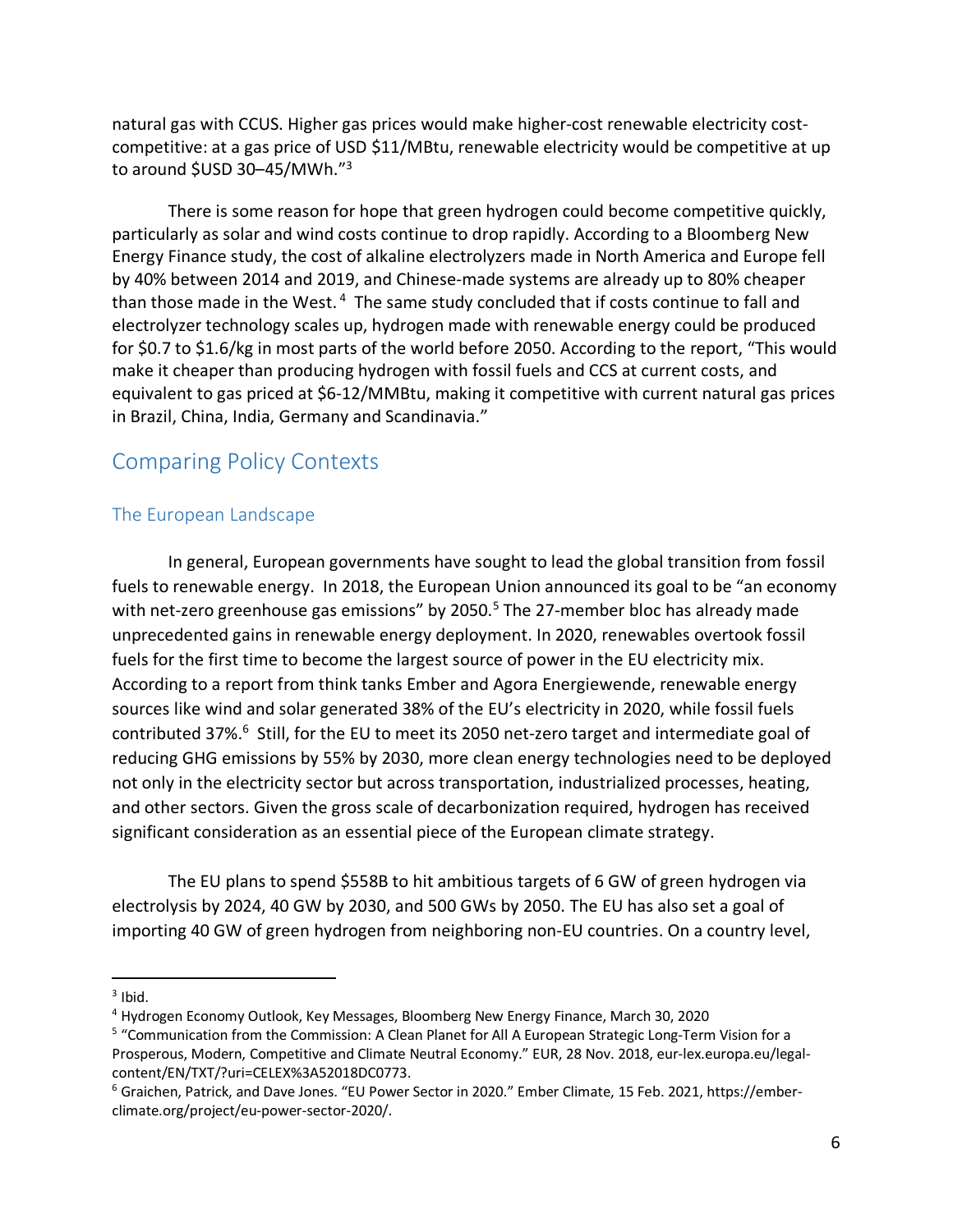natural gas with CCUS. Higher gas prices would make higher-cost renewable electricity cost-competitive: at a gas price of USD $11/MBtu, renewable electricity would be competitive at up to around $USD 30–45/MWh."[3]

There is some reason for hope that green hydrogen could become competitive quickly, particularly as solar and wind costs continue to drop rapidly. According to a Bloomberg New Energy Finance study, the cost of alkaline electrolyzers made in North America and Europe fell by 40% between 2014 and 2019, and Chinese-made systems are already up to 80% cheaper than those made in the West.[4] The same study concluded that if costs continue to fall and electrolyzer technology scales up, hydrogen made with renewable energy could be produced for $0.7 to $1.6/kg in most parts of the world before 2050. According to the report, "This would make it cheaper than producing hydrogen with fossil fuels and CCS at current costs, and equivalent to gas priced at $6-12/MMBtu, making it competitive with current natural gas prices in Brazil, China, India, Germany and Scandinavia."

## Comparing Policy Contexts

### The European Landscape

In general, European governments have sought to lead the global transition from fossil fuels to renewable energy. In 2018, the European Union announced its goal to be "an economy with net-zero greenhouse gas emissions" by 2050.[5] The 27-member bloc has already made unprecedented gains in renewable energy deployment. In 2020, renewables overtook fossil fuels for the first time to become the largest source of power in the EU electricity mix. According to a report from think tanks Ember and Agora Energiewende, renewable energy sources like wind and solar generated 38% of the EU's electricity in 2020, while fossil fuels contributed 37%.[6] Still, for the EU to meet its 2050 net-zero target and intermediate goal of reducing GHG emissions by 55% by 2030, more clean energy technologies need to be deployed not only in the electricity sector but across transportation, industrialized processes, heating, and other sectors. Given the gross scale of decarbonization required, hydrogen has received significant consideration as an essential piece of the European climate strategy.

The EU plans to spend $558B to hit ambitious targets of 6 GW of green hydrogen via electrolysis by 2024, 40 GW by 2030, and 500 GWs by 2050. The EU has also set a goal of importing 40 GW of green hydrogen from neighboring non-EU countries. On a country level,

---

[3] Ibid.

[4] Hydrogen Economy Outlook, Key Messages, Bloomberg New Energy Finance, March 30, 2020

[5] "Communication from the Commission: A Clean Planet for All A European Strategic Long-Term Vision for a Prosperous, Modern, Competitive and Climate Neutral Economy." EUR, 28 Nov. 2018, eur-lex.europa.eu/legal-content/EN/TXT/?uri=CELEX%3A52018DC0773.

[6] Graichen, Patrick, and Dave Jones. "EU Power Sector in 2020." Ember Climate, 15 Feb. 2021, https://ember-climate.org/project/eu-power-sector-2020/.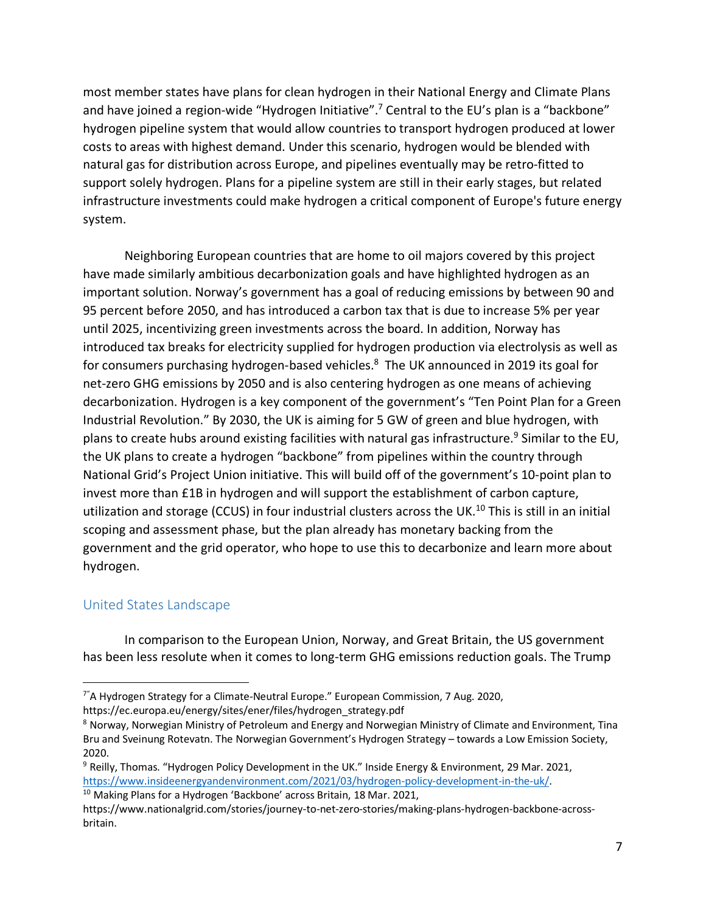most member states have plans for clean hydrogen in their National Energy and Climate Plans and have joined a region-wide "Hydrogen Initiative".[7] Central to the EU's plan is a "backbone" hydrogen pipeline system that would allow countries to transport hydrogen produced at lower costs to areas with highest demand. Under this scenario, hydrogen would be blended with natural gas for distribution across Europe, and pipelines eventually may be retro-fitted to support solely hydrogen. Plans for a pipeline system are still in their early stages, but related infrastructure investments could make hydrogen a critical component of Europe's future energy system.

Neighboring European countries that are home to oil majors covered by this project have made similarly ambitious decarbonization goals and have highlighted hydrogen as an important solution. Norway's government has a goal of reducing emissions by between 90 and 95 percent before 2050, and has introduced a carbon tax that is due to increase 5% per year until 2025, incentivizing green investments across the board. In addition, Norway has introduced tax breaks for electricity supplied for hydrogen production via electrolysis as well as for consumers purchasing hydrogen-based vehicles.[8] The UK announced in 2019 its goal for net-zero GHG emissions by 2050 and is also centering hydrogen as one means of achieving decarbonization. Hydrogen is a key component of the government's "Ten Point Plan for a Green Industrial Revolution." By 2030, the UK is aiming for 5 GW of green and blue hydrogen, with plans to create hubs around existing facilities with natural gas infrastructure.[9] Similar to the EU, the UK plans to create a hydrogen "backbone" from pipelines within the country through National Grid's Project Union initiative. This will build off of the government's 10-point plan to invest more than £1B in hydrogen and will support the establishment of carbon capture, utilization and storage (CCUS) in four industrial clusters across the UK.[10] This is still in an initial scoping and assessment phase, but the plan already has monetary backing from the government and the grid operator, who hope to use this to decarbonize and learn more about hydrogen.

## United States Landscape

In comparison to the European Union, Norway, and Great Britain, the US government has been less resolute when it comes to long-term GHG emissions reduction goals. The Trump

---

[7] "A Hydrogen Strategy for a Climate-Neutral Europe." European Commission, 7 Aug. 2020, https://ec.europa.eu/energy/sites/ener/files/hydrogen_strategy.pdf

[8] Norway, Norwegian Ministry of Petroleum and Energy and Norwegian Ministry of Climate and Environment, Tina Bru and Sveinung Rotevatn. The Norwegian Government's Hydrogen Strategy – towards a Low Emission Society, 2020.

[9] Reilly, Thomas. "Hydrogen Policy Development in the UK." Inside Energy & Environment, 29 Mar. 2021, https://www.insideenergyandenvironment.com/2021/03/hydrogen-policy-development-in-the-uk/.

[10] Making Plans for a Hydrogen 'Backbone' across Britain, 18 Mar. 2021, https://www.nationalgrid.com/stories/journey-to-net-zero-stories/making-plans-hydrogen-backbone-across-britain.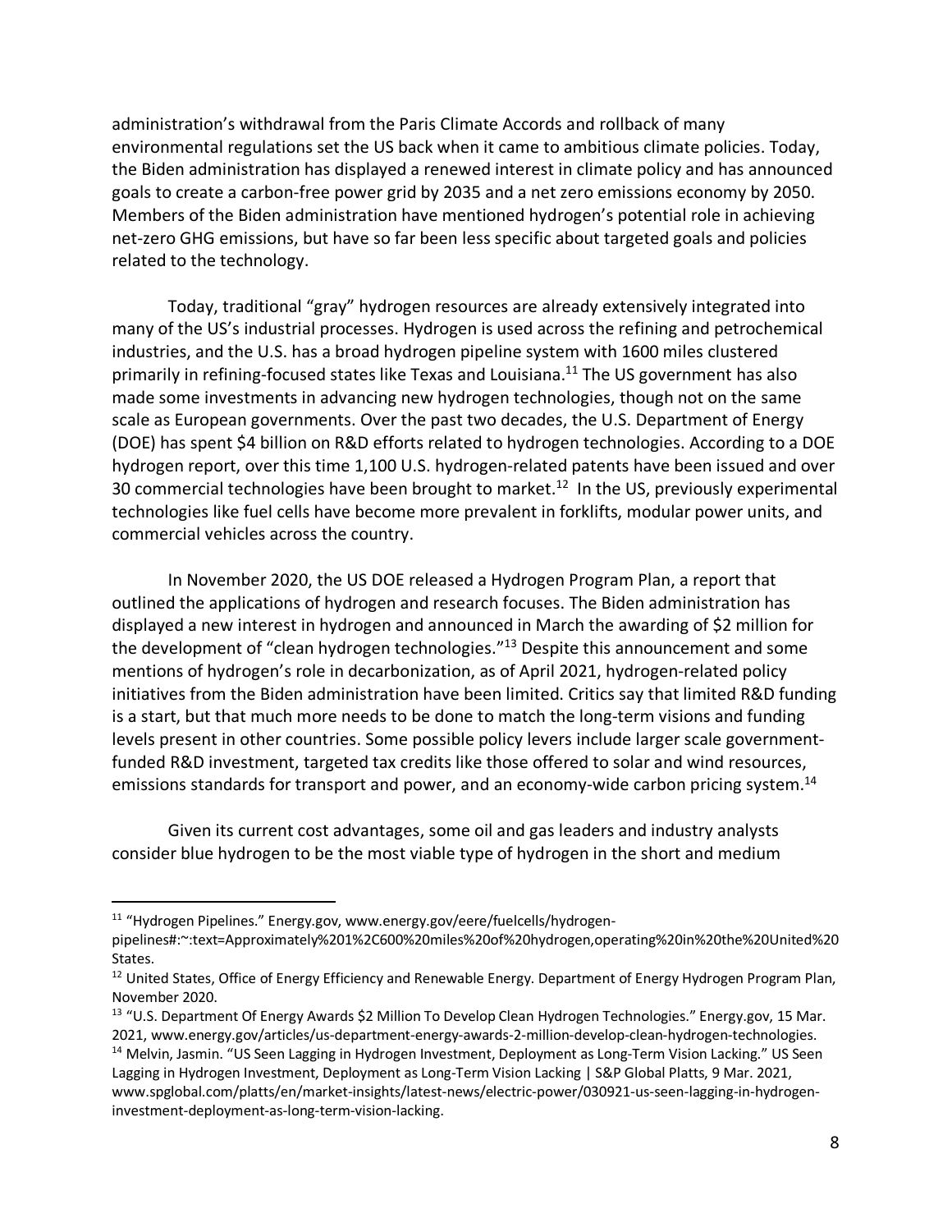administration's withdrawal from the Paris Climate Accords and rollback of many environmental regulations set the US back when it came to ambitious climate policies. Today, the Biden administration has displayed a renewed interest in climate policy and has announced goals to create a carbon-free power grid by 2035 and a net zero emissions economy by 2050. Members of the Biden administration have mentioned hydrogen's potential role in achieving net-zero GHG emissions, but have so far been less specific about targeted goals and policies related to the technology.

Today, traditional "gray" hydrogen resources are already extensively integrated into many of the US's industrial processes. Hydrogen is used across the refining and petrochemical industries, and the U.S. has a broad hydrogen pipeline system with 1600 miles clustered primarily in refining-focused states like Texas and Louisiana.[11] The US government has also made some investments in advancing new hydrogen technologies, though not on the same scale as European governments. Over the past two decades, the U.S. Department of Energy (DOE) has spent $4 billion on R&D efforts related to hydrogen technologies. According to a DOE hydrogen report, over this time 1,100 U.S. hydrogen-related patents have been issued and over 30 commercial technologies have been brought to market.[12] In the US, previously experimental technologies like fuel cells have become more prevalent in forklifts, modular power units, and commercial vehicles across the country.

In November 2020, the US DOE released a Hydrogen Program Plan, a report that outlined the applications of hydrogen and research focuses. The Biden administration has displayed a new interest in hydrogen and announced in March the awarding of $2 million for the development of "clean hydrogen technologies."[13] Despite this announcement and some mentions of hydrogen's role in decarbonization, as of April 2021, hydrogen-related policy initiatives from the Biden administration have been limited. Critics say that limited R&D funding is a start, but that much more needs to be done to match the long-term visions and funding levels present in other countries. Some possible policy levers include larger scale government-funded R&D investment, targeted tax credits like those offered to solar and wind resources, emissions standards for transport and power, and an economy-wide carbon pricing system.[14]

Given its current cost advantages, some oil and gas leaders and industry analysts consider blue hydrogen to be the most viable type of hydrogen in the short and medium

---

[11] "Hydrogen Pipelines." Energy.gov, www.energy.gov/eere/fuelcells/hydrogen-pipelines#:~:text=Approximately%201%2C600%20miles%20of%20hydrogen,operating%20in%20the%20United%20States.

[12] United States, Office of Energy Efficiency and Renewable Energy. Department of Energy Hydrogen Program Plan, November 2020.

[13] "U.S. Department Of Energy Awards $2 Million To Develop Clean Hydrogen Technologies." Energy.gov, 15 Mar. 2021, www.energy.gov/articles/us-department-energy-awards-2-million-develop-clean-hydrogen-technologies.

[14] Melvin, Jasmin. "US Seen Lagging in Hydrogen Investment, Deployment as Long-Term Vision Lacking." US Seen Lagging in Hydrogen Investment, Deployment as Long-Term Vision Lacking | S&P Global Platts, 9 Mar. 2021, www.spglobal.com/platts/en/market-insights/latest-news/electric-power/030921-us-seen-lagging-in-hydrogen-investment-deployment-as-long-term-vision-lacking.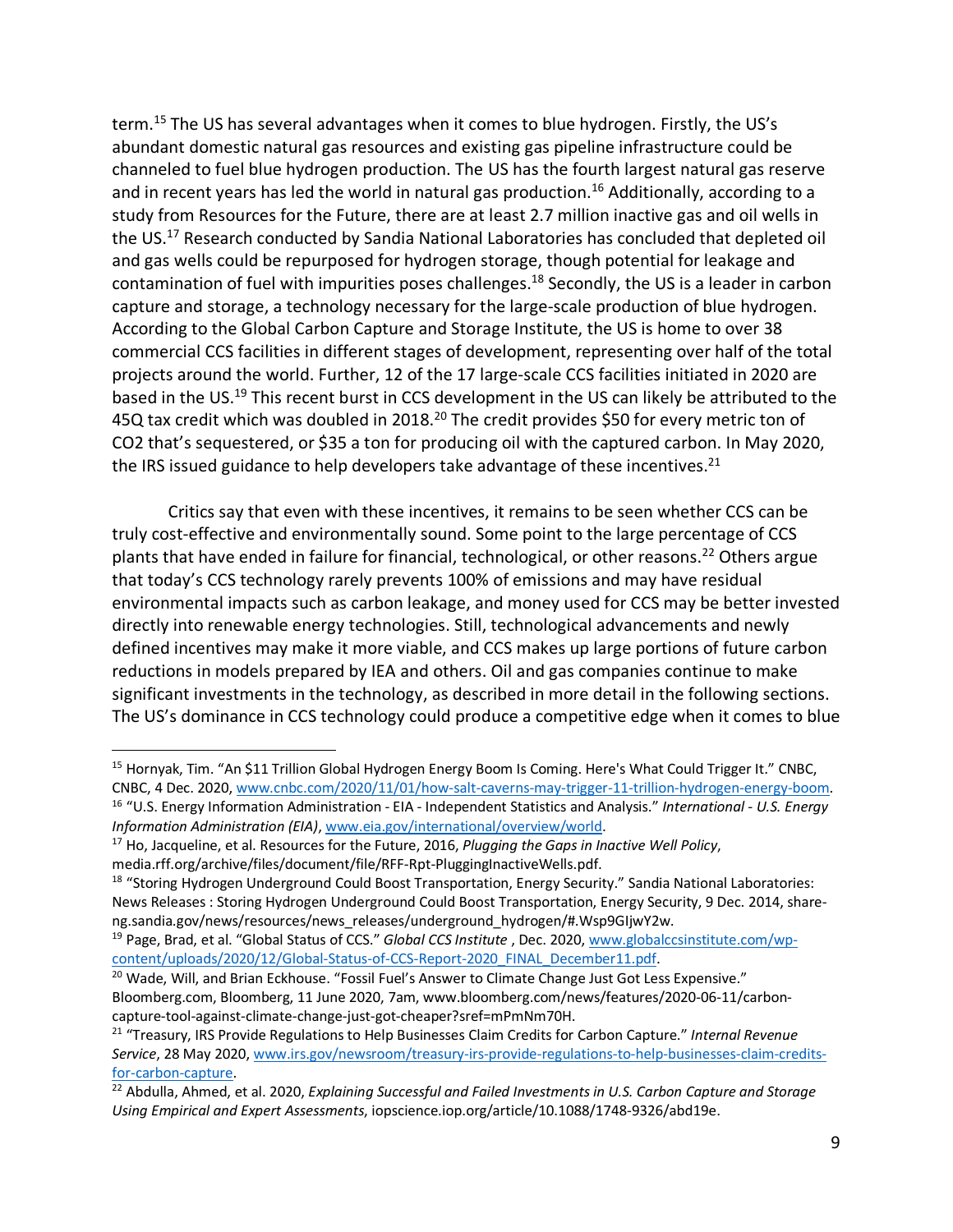term.[15] The US has several advantages when it comes to blue hydrogen. Firstly, the US's abundant domestic natural gas resources and existing gas pipeline infrastructure could be channeled to fuel blue hydrogen production. The US has the fourth largest natural gas reserve and in recent years has led the world in natural gas production.[16] Additionally, according to a study from Resources for the Future, there are at least 2.7 million inactive gas and oil wells in the US.[17] Research conducted by Sandia National Laboratories has concluded that depleted oil and gas wells could be repurposed for hydrogen storage, though potential for leakage and contamination of fuel with impurities poses challenges.[18] Secondly, the US is a leader in carbon capture and storage, a technology necessary for the large-scale production of blue hydrogen. According to the Global Carbon Capture and Storage Institute, the US is home to over 38 commercial CCS facilities in different stages of development, representing over half of the total projects around the world. Further, 12 of the 17 large-scale CCS facilities initiated in 2020 are based in the US.[19] This recent burst in CCS development in the US can likely be attributed to the 45Q tax credit which was doubled in 2018.[20] The credit provides $50 for every metric ton of CO2 that's sequestered, or $35 a ton for producing oil with the captured carbon. In May 2020, the IRS issued guidance to help developers take advantage of these incentives.[21]

Critics say that even with these incentives, it remains to be seen whether CCS can be truly cost-effective and environmentally sound. Some point to the large percentage of CCS plants that have ended in failure for financial, technological, or other reasons.[22] Others argue that today's CCS technology rarely prevents 100% of emissions and may have residual environmental impacts such as carbon leakage, and money used for CCS may be better invested directly into renewable energy technologies. Still, technological advancements and newly defined incentives may make it more viable, and CCS makes up large portions of future carbon reductions in models prepared by IEA and others. Oil and gas companies continue to make significant investments in the technology, as described in more detail in the following sections. The US's dominance in CCS technology could produce a competitive edge when it comes to blue

---

[15] Hornyak, Tim. "An $11 Trillion Global Hydrogen Energy Boom Is Coming. Here's What Could Trigger It." CNBC, CNBC, 4 Dec. 2020, www.cnbc.com/2020/11/01/how-salt-caverns-may-trigger-11-trillion-hydrogen-energy-boom.

[16] "U.S. Energy Information Administration - EIA - Independent Statistics and Analysis." *International - U.S. Energy Information Administration (EIA)*, www.eia.gov/international/overview/world.

[17] Ho, Jacqueline, et al. Resources for the Future, 2016, *Plugging the Gaps in Inactive Well Policy*, media.rff.org/archive/files/document/file/RFF-Rpt-PluggingInactiveWells.pdf.

[18] "Storing Hydrogen Underground Could Boost Transportation, Energy Security." Sandia National Laboratories: News Releases : Storing Hydrogen Underground Could Boost Transportation, Energy Security, 9 Dec. 2014, share-ng.sandia.gov/news/resources/news_releases/underground_hydrogen/#.Wsp9GIjwY2w.

[19] Page, Brad, et al. "Global Status of CCS." *Global CCS Institute* , Dec. 2020, www.globalccsinstitute.com/wp-content/uploads/2020/12/Global-Status-of-CCS-Report-2020_FINAL_December11.pdf.

[20] Wade, Will, and Brian Eckhouse. "Fossil Fuel's Answer to Climate Change Just Got Less Expensive." Bloomberg.com, Bloomberg, 11 June 2020, 7am, www.bloomberg.com/news/features/2020-06-11/carbon-capture-tool-against-climate-change-just-got-cheaper?sref=mPmNm70H.

[21] "Treasury, IRS Provide Regulations to Help Businesses Claim Credits for Carbon Capture." *Internal Revenue Service*, 28 May 2020, www.irs.gov/newsroom/treasury-irs-provide-regulations-to-help-businesses-claim-credits-for-carbon-capture.

[22] Abdulla, Ahmed, et al. 2020, *Explaining Successful and Failed Investments in U.S. Carbon Capture and Storage Using Empirical and Expert Assessments*, iopscience.iop.org/article/10.1088/1748-9326/abd19e.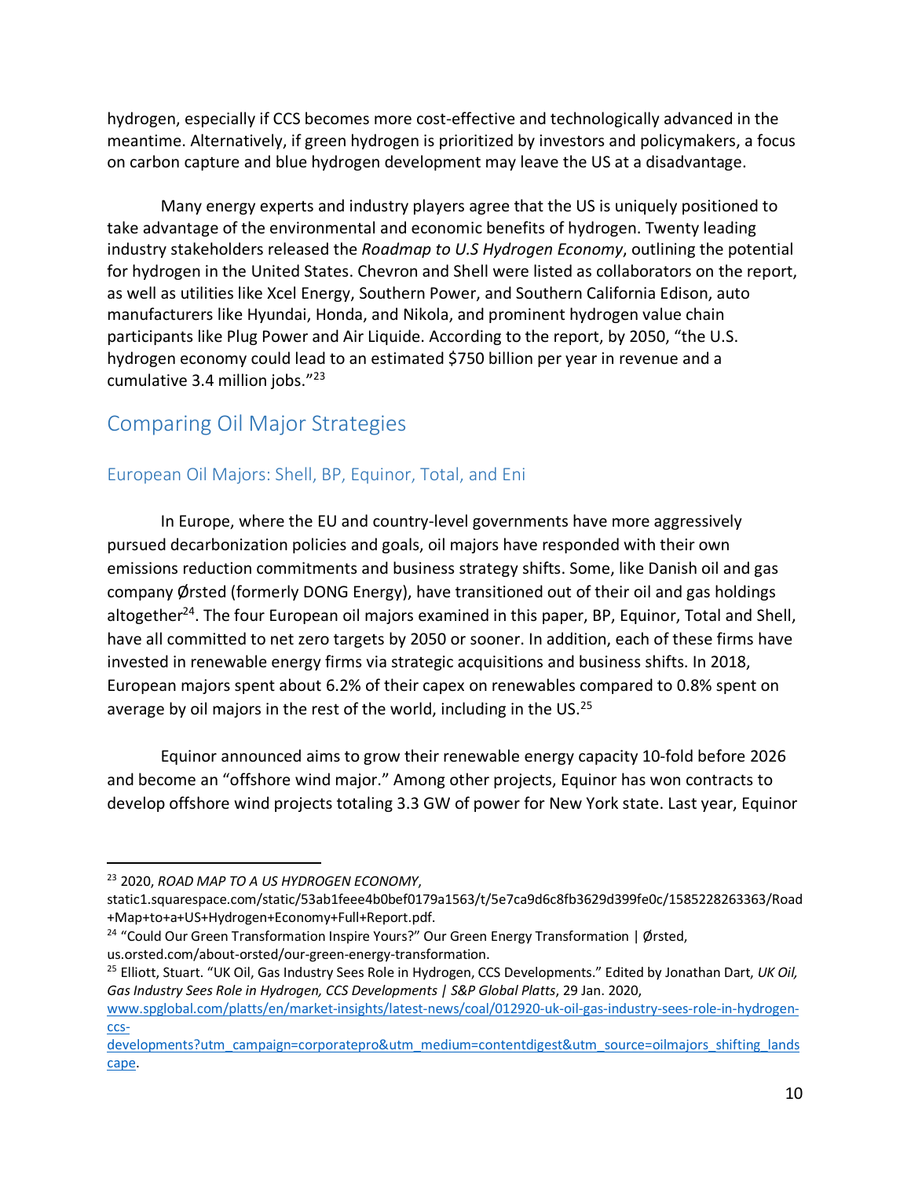hydrogen, especially if CCS becomes more cost-effective and technologically advanced in the meantime. Alternatively, if green hydrogen is prioritized by investors and policymakers, a focus on carbon capture and blue hydrogen development may leave the US at a disadvantage.

Many energy experts and industry players agree that the US is uniquely positioned to take advantage of the environmental and economic benefits of hydrogen. Twenty leading industry stakeholders released the *Roadmap to U.S Hydrogen Economy*, outlining the potential for hydrogen in the United States. Chevron and Shell were listed as collaborators on the report, as well as utilities like Xcel Energy, Southern Power, and Southern California Edison, auto manufacturers like Hyundai, Honda, and Nikola, and prominent hydrogen value chain participants like Plug Power and Air Liquide. According to the report, by 2050, "the U.S. hydrogen economy could lead to an estimated $750 billion per year in revenue and a cumulative 3.4 million jobs."[23]

## Comparing Oil Major Strategies

### European Oil Majors: Shell, BP, Equinor, Total, and Eni

In Europe, where the EU and country-level governments have more aggressively pursued decarbonization policies and goals, oil majors have responded with their own emissions reduction commitments and business strategy shifts. Some, like Danish oil and gas company Ørsted (formerly DONG Energy), have transitioned out of their oil and gas holdings altogether[24]. The four European oil majors examined in this paper, BP, Equinor, Total and Shell, have all committed to net zero targets by 2050 or sooner. In addition, each of these firms have invested in renewable energy firms via strategic acquisitions and business shifts. In 2018, European majors spent about 6.2% of their capex on renewables compared to 0.8% spent on average by oil majors in the rest of the world, including in the US.[25]

Equinor announced aims to grow their renewable energy capacity 10-fold before 2026 and become an "offshore wind major." Among other projects, Equinor has won contracts to develop offshore wind projects totaling 3.3 GW of power for New York state. Last year, Equinor

---

[23] 2020, *ROAD MAP TO A US HYDROGEN ECONOMY*, static1.squarespace.com/static/53ab1feee4b0bef0179a1563/t/5e7ca9d6c8fb3629d399fe0c/1585228263363/Road+Map+to+a+US+Hydrogen+Economy+Full+Report.pdf.

[24] "Could Our Green Transformation Inspire Yours?" Our Green Energy Transformation | Ørsted, us.orsted.com/about-orsted/our-green-energy-transformation.

[25] Elliott, Stuart. "UK Oil, Gas Industry Sees Role in Hydrogen, CCS Developments." Edited by Jonathan Dart, *UK Oil, Gas Industry Sees Role in Hydrogen, CCS Developments | S&P Global Platts*, 29 Jan. 2020, www.spglobal.com/platts/en/market-insights/latest-news/coal/012920-uk-oil-gas-industry-sees-role-in-hydrogen-ccs-developments?utm_campaign=corporatepro&utm_medium=contentdigest&utm_source=oilmajors_shifting_landscape.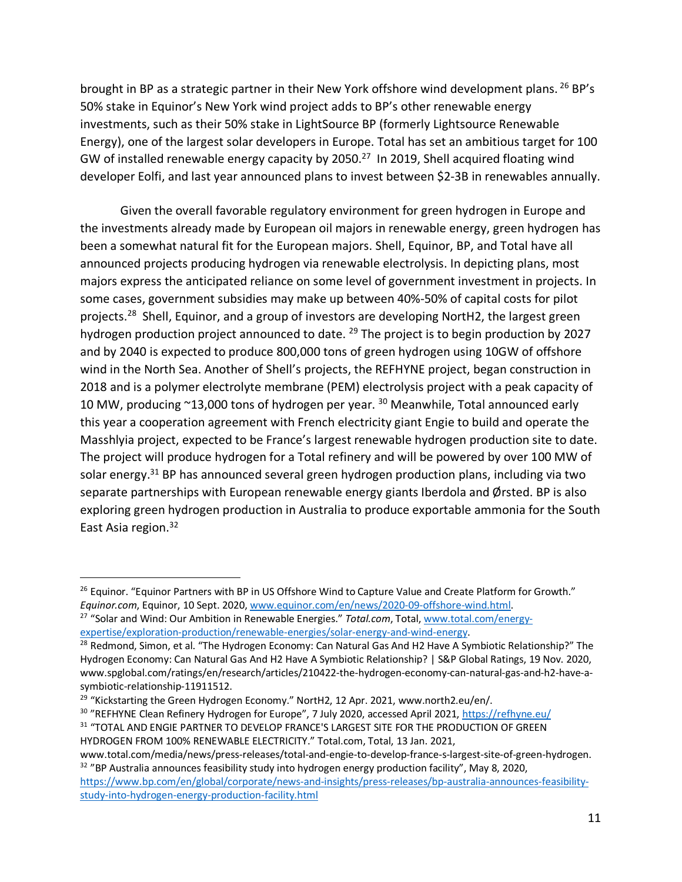brought in BP as a strategic partner in their New York offshore wind development plans. [26] BP's 50% stake in Equinor's New York wind project adds to BP's other renewable energy investments, such as their 50% stake in LightSource BP (formerly Lightsource Renewable Energy), one of the largest solar developers in Europe. Total has set an ambitious target for 100 GW of installed renewable energy capacity by 2050.[27] In 2019, Shell acquired floating wind developer Eolfi, and last year announced plans to invest between $2-3B in renewables annually.

Given the overall favorable regulatory environment for green hydrogen in Europe and the investments already made by European oil majors in renewable energy, green hydrogen has been a somewhat natural fit for the European majors. Shell, Equinor, BP, and Total have all announced projects producing hydrogen via renewable electrolysis. In depicting plans, most majors express the anticipated reliance on some level of government investment in projects. In some cases, government subsidies may make up between 40%-50% of capital costs for pilot projects.[28] Shell, Equinor, and a group of investors are developing NortH2, the largest green hydrogen production project announced to date. [29] The project is to begin production by 2027 and by 2040 is expected to produce 800,000 tons of green hydrogen using 10GW of offshore wind in the North Sea. Another of Shell's projects, the REFHYNE project, began construction in 2018 and is a polymer electrolyte membrane (PEM) electrolysis project with a peak capacity of 10 MW, producing ~13,000 tons of hydrogen per year. [30] Meanwhile, Total announced early this year a cooperation agreement with French electricity giant Engie to build and operate the Masshlyia project, expected to be France's largest renewable hydrogen production site to date. The project will produce hydrogen for a Total refinery and will be powered by over 100 MW of solar energy.[31] BP has announced several green hydrogen production plans, including via two separate partnerships with European renewable energy giants Iberdola and Ørsted. BP is also exploring green hydrogen production in Australia to produce exportable ammonia for the South East Asia region.[32]

---

[26] Equinor. "Equinor Partners with BP in US Offshore Wind to Capture Value and Create Platform for Growth." *Equinor.com*, Equinor, 10 Sept. 2020, www.equinor.com/en/news/2020-09-offshore-wind.html.

[27] "Solar and Wind: Our Ambition in Renewable Energies." *Total.com*, Total, www.total.com/energy-expertise/exploration-production/renewable-energies/solar-energy-and-wind-energy.

[28] Redmond, Simon, et al. "The Hydrogen Economy: Can Natural Gas And H2 Have A Symbiotic Relationship?" The Hydrogen Economy: Can Natural Gas And H2 Have A Symbiotic Relationship? | S&P Global Ratings, 19 Nov. 2020, www.spglobal.com/ratings/en/research/articles/210422-the-hydrogen-economy-can-natural-gas-and-h2-have-a-symbiotic-relationship-11911512.

[29] "Kickstarting the Green Hydrogen Economy." NortH2, 12 Apr. 2021, www.north2.eu/en/.

[30] "REFHYNE Clean Refinery Hydrogen for Europe", 7 July 2020, accessed April 2021, https://refhyne.eu/

[31] "TOTAL AND ENGIE PARTNER TO DEVELOP FRANCE'S LARGEST SITE FOR THE PRODUCTION OF GREEN HYDROGEN FROM 100% RENEWABLE ELECTRICITY." Total.com, Total, 13 Jan. 2021, www.total.com/media/news/press-releases/total-and-engie-to-develop-france-s-largest-site-of-green-hydrogen.

[32] "BP Australia announces feasibility study into hydrogen energy production facility", May 8, 2020, https://www.bp.com/en/global/corporate/news-and-insights/press-releases/bp-australia-announces-feasibility-study-into-hydrogen-energy-production-facility.html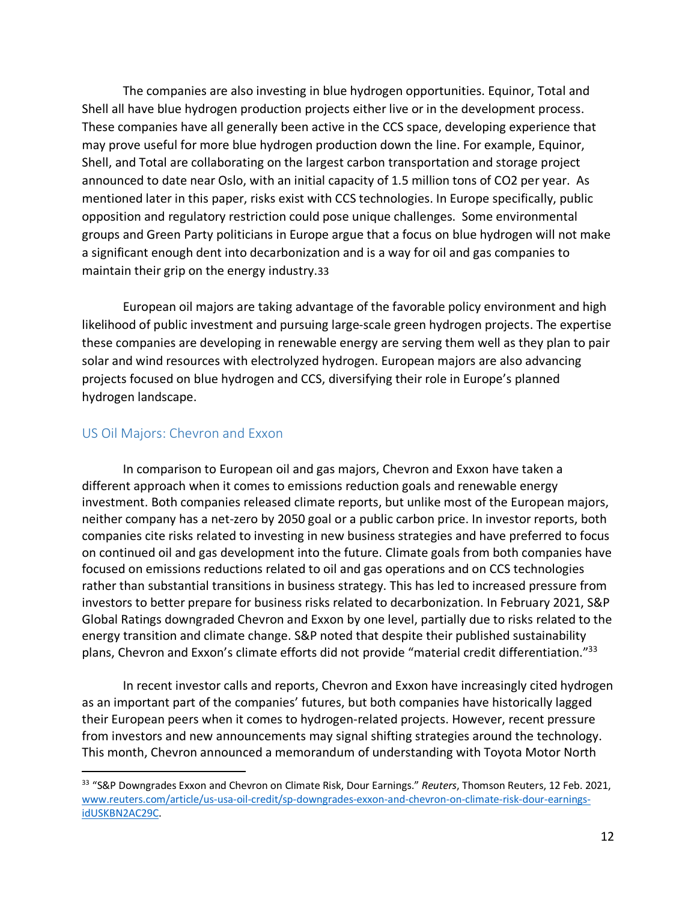The companies are also investing in blue hydrogen opportunities. Equinor, Total and Shell all have blue hydrogen production projects either live or in the development process. These companies have all generally been active in the CCS space, developing experience that may prove useful for more blue hydrogen production down the line. For example, Equinor, Shell, and Total are collaborating on the largest carbon transportation and storage project announced to date near Oslo, with an initial capacity of 1.5 million tons of $CO_2$ per year. As mentioned later in this paper, risks exist with CCS technologies. In Europe specifically, public opposition and regulatory restriction could pose unique challenges. Some environmental groups and Green Party politicians in Europe argue that a focus on blue hydrogen will not make a significant enough dent into decarbonization and is a way for oil and gas companies to maintain their grip on the energy industry.33

European oil majors are taking advantage of the favorable policy environment and high likelihood of public investment and pursuing large-scale green hydrogen projects. The expertise these companies are developing in renewable energy are serving them well as they plan to pair solar and wind resources with electrolyzed hydrogen. European majors are also advancing projects focused on blue hydrogen and CCS, diversifying their role in Europe's planned hydrogen landscape.

## US Oil Majors: Chevron and Exxon

In comparison to European oil and gas majors, Chevron and Exxon have taken a different approach when it comes to emissions reduction goals and renewable energy investment. Both companies released climate reports, but unlike most of the European majors, neither company has a net-zero by 2050 goal or a public carbon price. In investor reports, both companies cite risks related to investing in new business strategies and have preferred to focus on continued oil and gas development into the future. Climate goals from both companies have focused on emissions reductions related to oil and gas operations and on CCS technologies rather than substantial transitions in business strategy. This has led to increased pressure from investors to better prepare for business risks related to decarbonization. In February 2021, S&P Global Ratings downgraded Chevron and Exxon by one level, partially due to risks related to the energy transition and climate change. S&P noted that despite their published sustainability plans, Chevron and Exxon's climate efforts did not provide "material credit differentiation."[33]

In recent investor calls and reports, Chevron and Exxon have increasingly cited hydrogen as an important part of the companies' futures, but both companies have historically lagged their European peers when it comes to hydrogen-related projects. However, recent pressure from investors and new announcements may signal shifting strategies around the technology. This month, Chevron announced a memorandum of understanding with Toyota Motor North

---

[33] "S&P Downgrades Exxon and Chevron on Climate Risk, Dour Earnings." *Reuters*, Thomson Reuters, 12 Feb. 2021, www.reuters.com/article/us-usa-oil-credit/sp-downgrades-exxon-and-chevron-on-climate-risk-dour-earnings-idUSKBN2AC29C.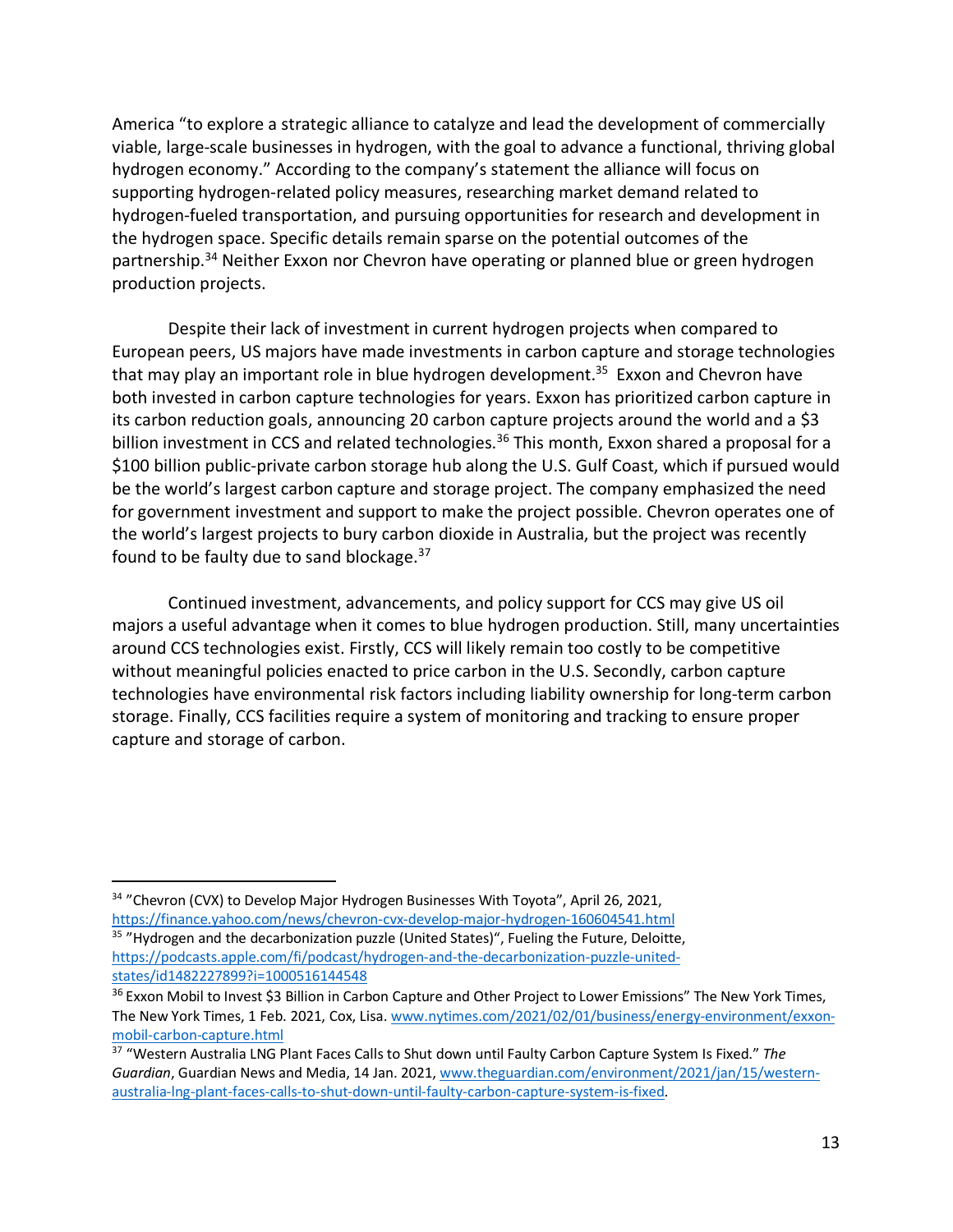America "to explore a strategic alliance to catalyze and lead the development of commercially viable, large-scale businesses in hydrogen, with the goal to advance a functional, thriving global hydrogen economy." According to the company's statement the alliance will focus on supporting hydrogen-related policy measures, researching market demand related to hydrogen-fueled transportation, and pursuing opportunities for research and development in the hydrogen space. Specific details remain sparse on the potential outcomes of the partnership.[34] Neither Exxon nor Chevron have operating or planned blue or green hydrogen production projects.

Despite their lack of investment in current hydrogen projects when compared to European peers, US majors have made investments in carbon capture and storage technologies that may play an important role in blue hydrogen development.[35] Exxon and Chevron have both invested in carbon capture technologies for years. Exxon has prioritized carbon capture in its carbon reduction goals, announcing 20 carbon capture projects around the world and a $3 billion investment in CCS and related technologies.[36] This month, Exxon shared a proposal for a $100 billion public-private carbon storage hub along the U.S. Gulf Coast, which if pursued would be the world's largest carbon capture and storage project. The company emphasized the need for government investment and support to make the project possible. Chevron operates one of the world's largest projects to bury carbon dioxide in Australia, but the project was recently found to be faulty due to sand blockage.[37]

Continued investment, advancements, and policy support for CCS may give US oil majors a useful advantage when it comes to blue hydrogen production. Still, many uncertainties around CCS technologies exist. Firstly, CCS will likely remain too costly to be competitive without meaningful policies enacted to price carbon in the U.S. Secondly, carbon capture technologies have environmental risk factors including liability ownership for long-term carbon storage. Finally, CCS facilities require a system of monitoring and tracking to ensure proper capture and storage of carbon.

---

[34] "Chevron (CVX) to Develop Major Hydrogen Businesses With Toyota", April 26, 2021, https://finance.yahoo.com/news/chevron-cvx-develop-major-hydrogen-160604541.html

[35] "Hydrogen and the decarbonization puzzle (United States)", Fueling the Future, Deloitte, https://podcasts.apple.com/fi/podcast/hydrogen-and-the-decarbonization-puzzle-united-states/id1482227899?i=1000516144548

[36] Exxon Mobil to Invest $3 Billion in Carbon Capture and Other Project to Lower Emissions" The New York Times, The New York Times, 1 Feb. 2021, Cox, Lisa. www.nytimes.com/2021/02/01/business/energy-environment/exxon-mobil-carbon-capture.html

[37] "Western Australia LNG Plant Faces Calls to Shut down until Faulty Carbon Capture System Is Fixed." *The Guardian*, Guardian News and Media, 14 Jan. 2021, www.theguardian.com/environment/2021/jan/15/western-australia-lng-plant-faces-calls-to-shut-down-until-faulty-carbon-capture-system-is-fixed.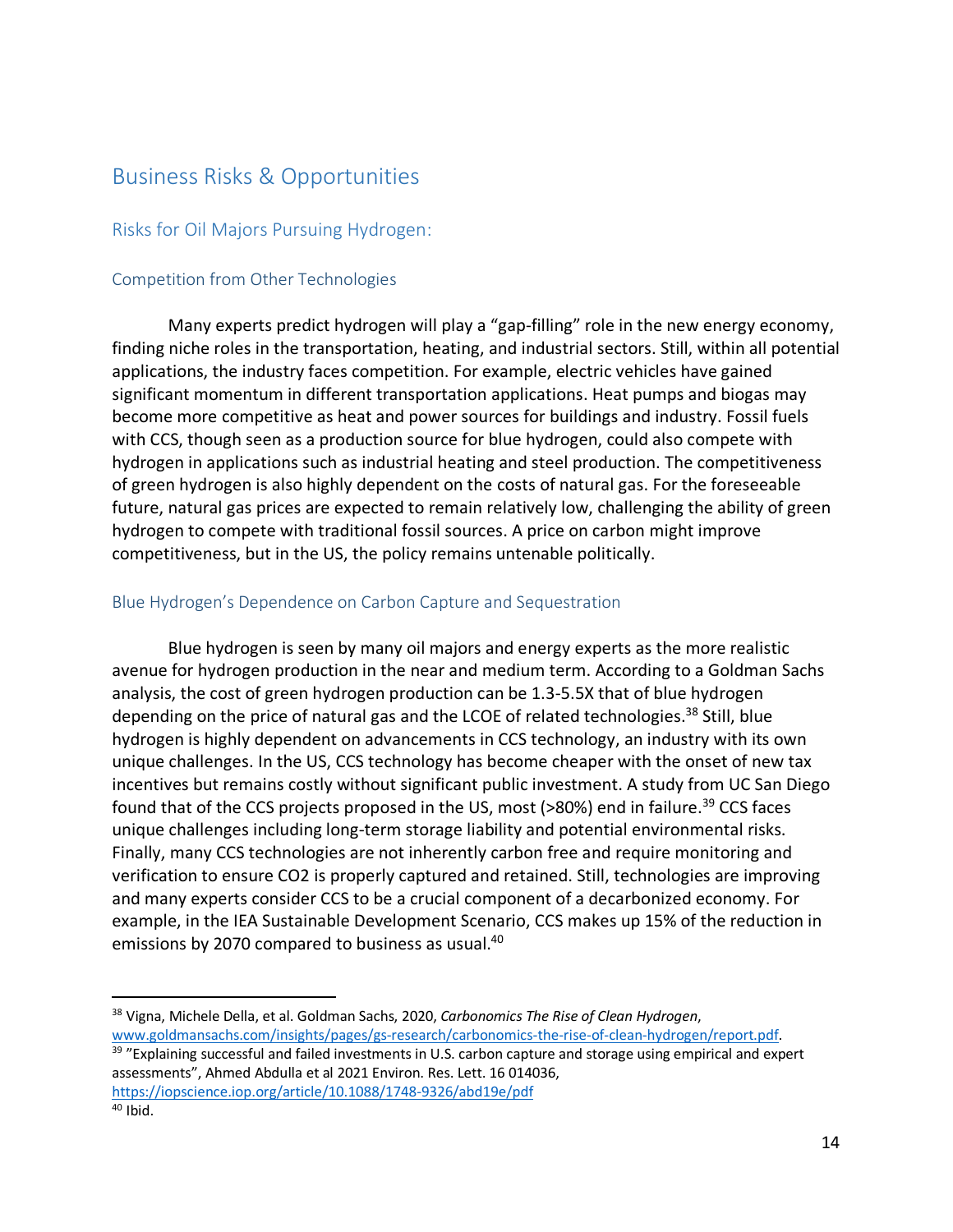# Business Risks & Opportunities

## Risks for Oil Majors Pursuing Hydrogen:

### Competition from Other Technologies

Many experts predict hydrogen will play a "gap-filling" role in the new energy economy, finding niche roles in the transportation, heating, and industrial sectors. Still, within all potential applications, the industry faces competition. For example, electric vehicles have gained significant momentum in different transportation applications. Heat pumps and biogas may become more competitive as heat and power sources for buildings and industry. Fossil fuels with CCS, though seen as a production source for blue hydrogen, could also compete with hydrogen in applications such as industrial heating and steel production. The competitiveness of green hydrogen is also highly dependent on the costs of natural gas. For the foreseeable future, natural gas prices are expected to remain relatively low, challenging the ability of green hydrogen to compete with traditional fossil sources. A price on carbon might improve competitiveness, but in the US, the policy remains untenable politically.

### Blue Hydrogen's Dependence on Carbon Capture and Sequestration

Blue hydrogen is seen by many oil majors and energy experts as the more realistic avenue for hydrogen production in the near and medium term. According to a Goldman Sachs analysis, the cost of green hydrogen production can be 1.3-5.5X that of blue hydrogen depending on the price of natural gas and the LCOE of related technologies.[38] Still, blue hydrogen is highly dependent on advancements in CCS technology, an industry with its own unique challenges. In the US, CCS technology has become cheaper with the onset of new tax incentives but remains costly without significant public investment. A study from UC San Diego found that of the CCS projects proposed in the US, most (>80%) end in failure.[39] CCS faces unique challenges including long-term storage liability and potential environmental risks. Finally, many CCS technologies are not inherently carbon free and require monitoring and verification to ensure CO2 is properly captured and retained. Still, technologies are improving and many experts consider CCS to be a crucial component of a decarbonized economy. For example, in the IEA Sustainable Development Scenario, CCS makes up 15% of the reduction in emissions by 2070 compared to business as usual.[40]

---

[38] Vigna, Michele Della, et al. Goldman Sachs, 2020, *Carbonomics The Rise of Clean Hydrogen*, www.goldmansachs.com/insights/pages/gs-research/carbonomics-the-rise-of-clean-hydrogen/report.pdf.

[39] "Explaining successful and failed investments in U.S. carbon capture and storage using empirical and expert assessments", Ahmed Abdulla et al 2021 Environ. Res. Lett. 16 014036, https://iopscience.iop.org/article/10.1088/1748-9326/abd19e/pdf

[40] Ibid.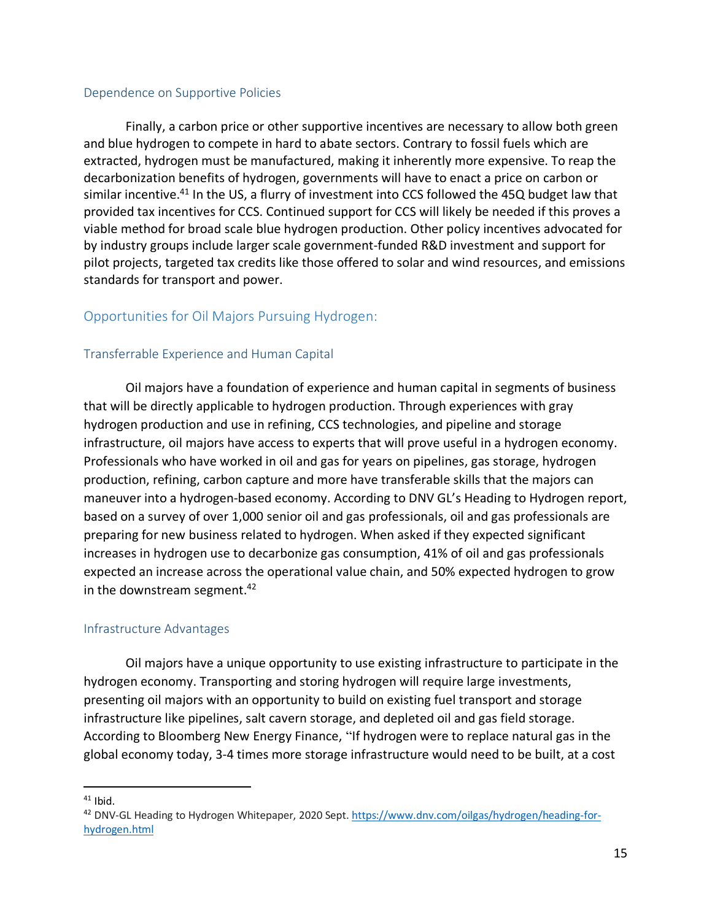### Dependence on Supportive Policies

Finally, a carbon price or other supportive incentives are necessary to allow both green and blue hydrogen to compete in hard to abate sectors. Contrary to fossil fuels which are extracted, hydrogen must be manufactured, making it inherently more expensive. To reap the decarbonization benefits of hydrogen, governments will have to enact a price on carbon or similar incentive.[41] In the US, a flurry of investment into CCS followed the 45Q budget law that provided tax incentives for CCS. Continued support for CCS will likely be needed if this proves a viable method for broad scale blue hydrogen production. Other policy incentives advocated for by industry groups include larger scale government-funded R&D investment and support for pilot projects, targeted tax credits like those offered to solar and wind resources, and emissions standards for transport and power.

## Opportunities for Oil Majors Pursuing Hydrogen:

### Transferrable Experience and Human Capital

Oil majors have a foundation of experience and human capital in segments of business that will be directly applicable to hydrogen production. Through experiences with gray hydrogen production and use in refining, CCS technologies, and pipeline and storage infrastructure, oil majors have access to experts that will prove useful in a hydrogen economy. Professionals who have worked in oil and gas for years on pipelines, gas storage, hydrogen production, refining, carbon capture and more have transferable skills that the majors can maneuver into a hydrogen-based economy. According to DNV GL's Heading to Hydrogen report, based on a survey of over 1,000 senior oil and gas professionals, oil and gas professionals are preparing for new business related to hydrogen. When asked if they expected significant increases in hydrogen use to decarbonize gas consumption, 41% of oil and gas professionals expected an increase across the operational value chain, and 50% expected hydrogen to grow in the downstream segment.[42]

### Infrastructure Advantages

Oil majors have a unique opportunity to use existing infrastructure to participate in the hydrogen economy. Transporting and storing hydrogen will require large investments, presenting oil majors with an opportunity to build on existing fuel transport and storage infrastructure like pipelines, salt cavern storage, and depleted oil and gas field storage. According to Bloomberg New Energy Finance, "If hydrogen were to replace natural gas in the global economy today, 3-4 times more storage infrastructure would need to be built, at a cost

---

[41] Ibid.

[42] DNV-GL Heading to Hydrogen Whitepaper, 2020 Sept. https://www.dnv.com/oilgas/hydrogen/heading-for-hydrogen.html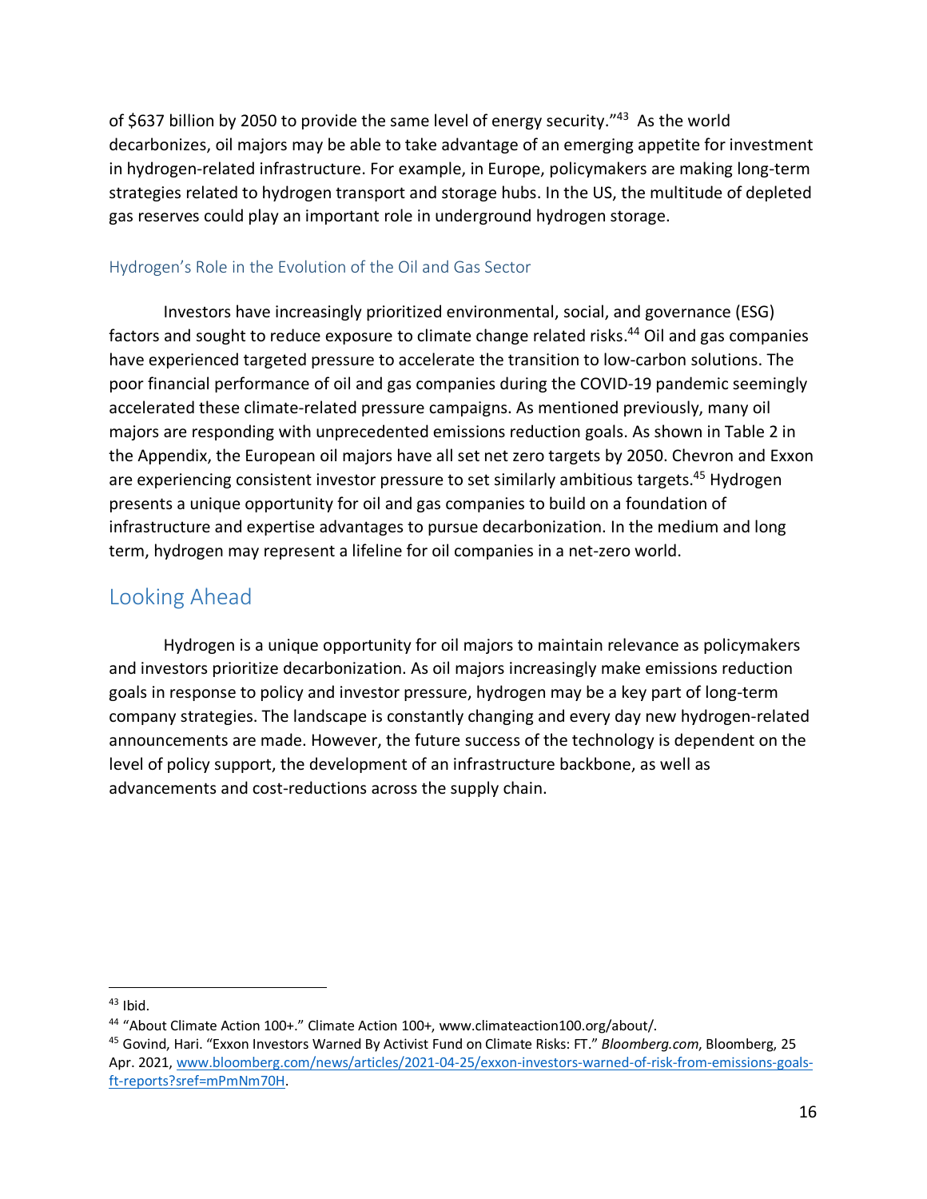of $637 billion by 2050 to provide the same level of energy security."[43] As the world decarbonizes, oil majors may be able to take advantage of an emerging appetite for investment in hydrogen-related infrastructure. For example, in Europe, policymakers are making long-term strategies related to hydrogen transport and storage hubs. In the US, the multitude of depleted gas reserves could play an important role in underground hydrogen storage.

### Hydrogen's Role in the Evolution of the Oil and Gas Sector

Investors have increasingly prioritized environmental, social, and governance (ESG) factors and sought to reduce exposure to climate change related risks.[44] Oil and gas companies have experienced targeted pressure to accelerate the transition to low-carbon solutions. The poor financial performance of oil and gas companies during the COVID-19 pandemic seemingly accelerated these climate-related pressure campaigns. As mentioned previously, many oil majors are responding with unprecedented emissions reduction goals. As shown in Table 2 in the Appendix, the European oil majors have all set net zero targets by 2050. Chevron and Exxon are experiencing consistent investor pressure to set similarly ambitious targets.[45] Hydrogen presents a unique opportunity for oil and gas companies to build on a foundation of infrastructure and expertise advantages to pursue decarbonization. In the medium and long term, hydrogen may represent a lifeline for oil companies in a net-zero world.

## Looking Ahead

Hydrogen is a unique opportunity for oil majors to maintain relevance as policymakers and investors prioritize decarbonization. As oil majors increasingly make emissions reduction goals in response to policy and investor pressure, hydrogen may be a key part of long-term company strategies. The landscape is constantly changing and every day new hydrogen-related announcements are made. However, the future success of the technology is dependent on the level of policy support, the development of an infrastructure backbone, as well as advancements and cost-reductions across the supply chain.

---

[43] Ibid.

[44] "About Climate Action 100+." Climate Action 100+, www.climateaction100.org/about/.

[45] Govind, Hari. "Exxon Investors Warned By Activist Fund on Climate Risks: FT." *Bloomberg.com*, Bloomberg, 25 Apr. 2021, www.bloomberg.com/news/articles/2021-04-25/exxon-investors-warned-of-risk-from-emissions-goals-ft-reports?sref=mPmNm70H.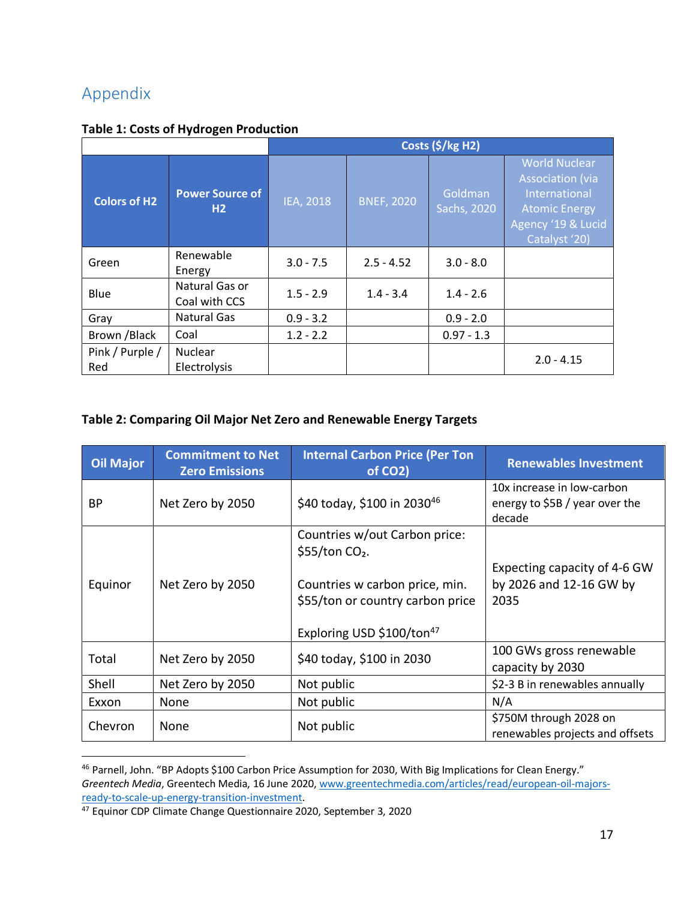## Appendix

**Table 1: Costs of Hydrogen Production**

| | | Costs ($/kg H2) | | | |
|---|---|---|---|---|---|
| **Colors of H2** | **Power Source of H2** | IEA, 2018 | BNEF, 2020 | Goldman Sachs, 2020 | World Nuclear Association (via International Atomic Energy Agency '19 & Lucid Catalyst '20) |
| Green | Renewable Energy | 3.0 - 7.5 | 2.5 - 4.52 | 3.0 - 8.0 | |
| Blue | Natural Gas or Coal with CCS | 1.5 - 2.9 | 1.4 - 3.4 | 1.4 - 2.6 | |
| Gray | Natural Gas | 0.9 - 3.2 | | 0.9 - 2.0 | |
| Brown /Black | Coal | 1.2 - 2.2 | | 0.97 - 1.3 | |
| Pink / Purple / Red | Nuclear Electrolysis | | | | 2.0 - 4.15 |

**Table 2: Comparing Oil Major Net Zero and Renewable Energy Targets**

| Oil Major | Commitment to Net Zero Emissions | Internal Carbon Price (Per Ton of CO2) | Renewables Investment |
|---|---|---|---|
| BP | Net Zero by 2050 | $40 today, $100 in 2030[46] | 10x increase in low-carbon energy to $5B / year over the decade |
| Equinor | Net Zero by 2050 | Countries w/out Carbon price: $55/ton $CO_2$.<br><br>Countries w carbon price, min. $55/ton or country carbon price<br><br>Exploring USD $100/ton[47] | Expecting capacity of 4-6 GW by 2026 and 12-16 GW by 2035 |
| Total | Net Zero by 2050 | $40 today, $100 in 2030 | 100 GWs gross renewable capacity by 2030 |
| Shell | Net Zero by 2050 | Not public | $2-3 B in renewables annually |
| Exxon | None | Not public | N/A |
| Chevron | None | Not public | $750M through 2028 on renewables projects and offsets |

[46] Parnell, John. "BP Adopts $100 Carbon Price Assumption for 2030, With Big Implications for Clean Energy." *Greentech Media*, Greentech Media, 16 June 2020, www.greentechmedia.com/articles/read/european-oil-majors-ready-to-scale-up-energy-transition-investment.

[47] Equinor CDP Climate Change Questionnaire 2020, September 3, 2020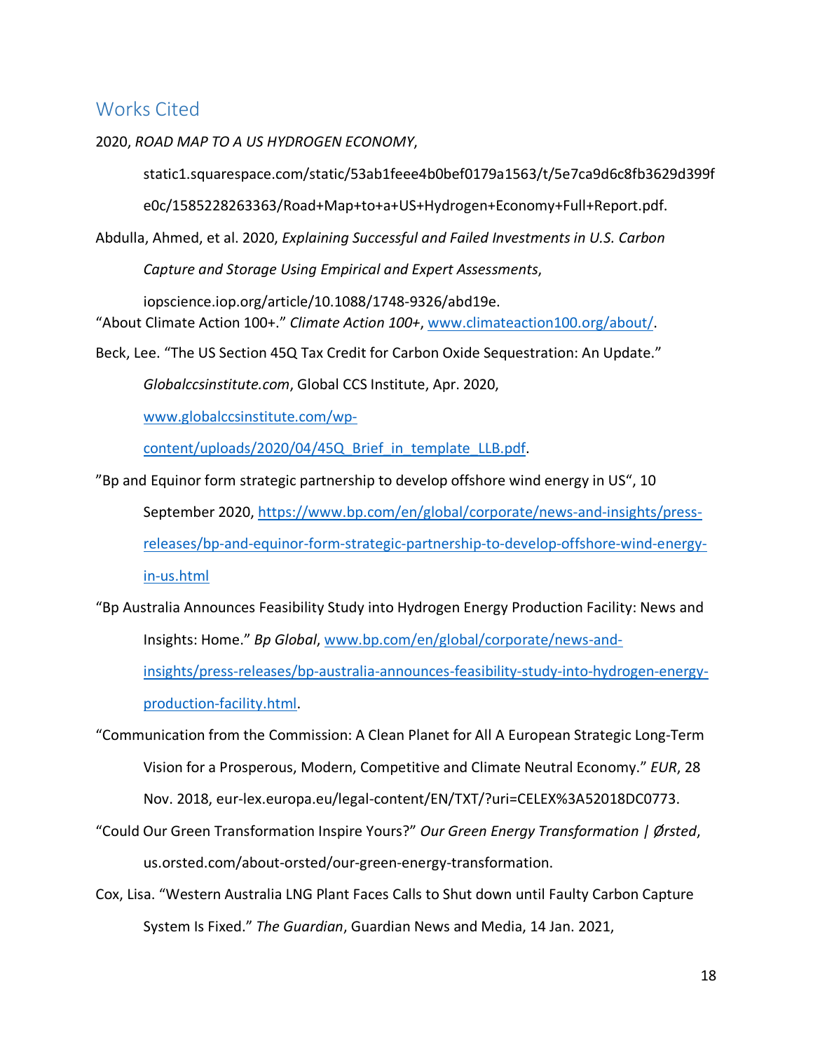## Works Cited

2020, *ROAD MAP TO A US HYDROGEN ECONOMY*, static1.squarespace.com/static/53ab1feee4b0bef0179a1563/t/5e7ca9d6c8fb3629d399fe0c/1585228263363/Road+Map+to+a+US+Hydrogen+Economy+Full+Report.pdf.

Abdulla, Ahmed, et al. 2020, *Explaining Successful and Failed Investments in U.S. Carbon Capture and Storage Using Empirical and Expert Assessments*, iopscience.iop.org/article/10.1088/1748-9326/abd19e.

"About Climate Action 100+." *Climate Action 100+*, www.climateaction100.org/about/.

Beck, Lee. "The US Section 45Q Tax Credit for Carbon Oxide Sequestration: An Update." *Globalccsinstitute.com*, Global CCS Institute, Apr. 2020, www.globalccsinstitute.com/wp-content/uploads/2020/04/45Q_Brief_in_template_LLB.pdf.

"Bp and Equinor form strategic partnership to develop offshore wind energy in US", 10 September 2020, https://www.bp.com/en/global/corporate/news-and-insights/press-releases/bp-and-equinor-form-strategic-partnership-to-develop-offshore-wind-energy-in-us.html

"Bp Australia Announces Feasibility Study into Hydrogen Energy Production Facility: News and Insights: Home." *Bp Global*, www.bp.com/en/global/corporate/news-and-insights/press-releases/bp-australia-announces-feasibility-study-into-hydrogen-energy-production-facility.html.

"Communication from the Commission: A Clean Planet for All A European Strategic Long-Term Vision for a Prosperous, Modern, Competitive and Climate Neutral Economy." *EUR*, 28 Nov. 2018, eur-lex.europa.eu/legal-content/EN/TXT/?uri=CELEX%3A52018DC0773.

"Could Our Green Transformation Inspire Yours?" *Our Green Energy Transformation | Ørsted*, us.orsted.com/about-orsted/our-green-energy-transformation.

Cox, Lisa. "Western Australia LNG Plant Faces Calls to Shut down until Faulty Carbon Capture System Is Fixed." *The Guardian*, Guardian News and Media, 14 Jan. 2021,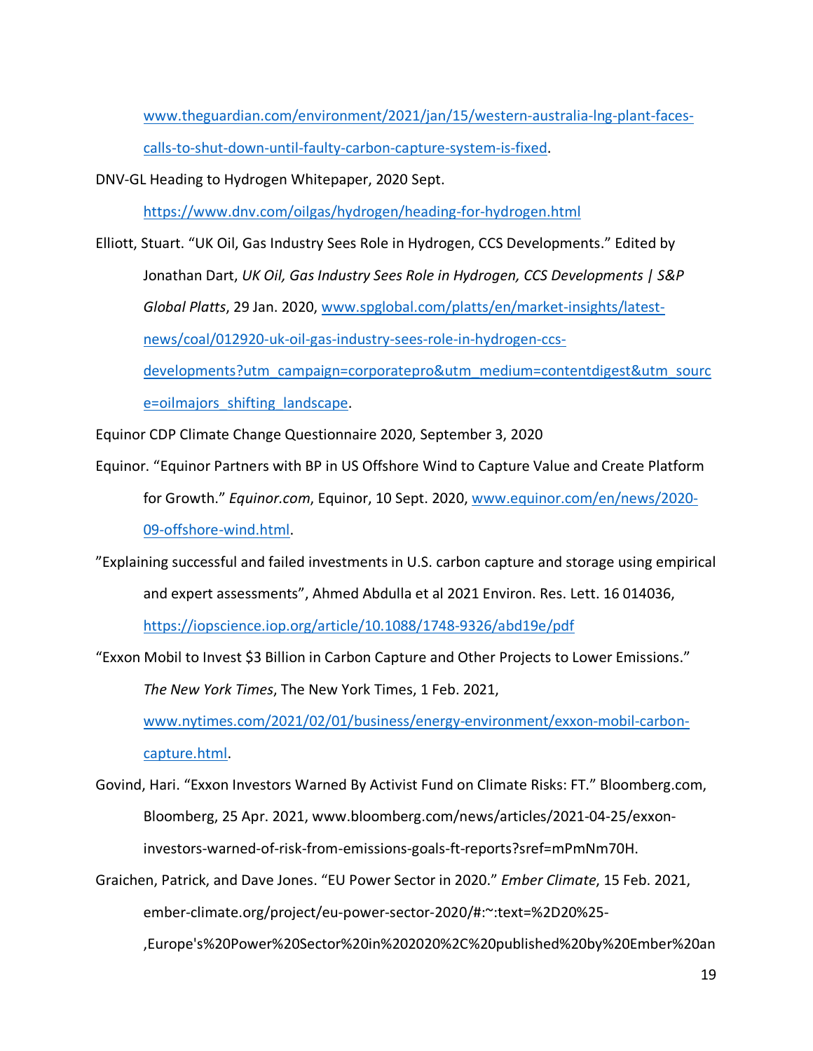www.theguardian.com/environment/2021/jan/15/western-australia-lng-plant-faces-calls-to-shut-down-until-faulty-carbon-capture-system-is-fixed.

DNV-GL Heading to Hydrogen Whitepaper, 2020 Sept. https://www.dnv.com/oilgas/hydrogen/heading-for-hydrogen.html

Elliott, Stuart. "UK Oil, Gas Industry Sees Role in Hydrogen, CCS Developments." Edited by Jonathan Dart, *UK Oil, Gas Industry Sees Role in Hydrogen, CCS Developments | S&P Global Platts*, 29 Jan. 2020, www.spglobal.com/platts/en/market-insights/latest-news/coal/012920-uk-oil-gas-industry-sees-role-in-hydrogen-ccs-developments?utm_campaign=corporatepro&utm_medium=contentdigest&utm_source=oilmajors_shifting_landscape.

Equinor CDP Climate Change Questionnaire 2020, September 3, 2020

Equinor. "Equinor Partners with BP in US Offshore Wind to Capture Value and Create Platform for Growth." *Equinor.com*, Equinor, 10 Sept. 2020, www.equinor.com/en/news/2020-09-offshore-wind.html.

"Explaining successful and failed investments in U.S. carbon capture and storage using empirical and expert assessments", Ahmed Abdulla et al 2021 Environ. Res. Lett. 16 014036, https://iopscience.iop.org/article/10.1088/1748-9326/abd19e/pdf

"Exxon Mobil to Invest $3 Billion in Carbon Capture and Other Projects to Lower Emissions." *The New York Times*, The New York Times, 1 Feb. 2021, www.nytimes.com/2021/02/01/business/energy-environment/exxon-mobil-carbon-capture.html.

Govind, Hari. "Exxon Investors Warned By Activist Fund on Climate Risks: FT." Bloomberg.com, Bloomberg, 25 Apr. 2021, www.bloomberg.com/news/articles/2021-04-25/exxon-investors-warned-of-risk-from-emissions-goals-ft-reports?sref=mPmNm70H.

Graichen, Patrick, and Dave Jones. "EU Power Sector in 2020." *Ember Climate*, 15 Feb. 2021, ember-climate.org/project/eu-power-sector-2020/#:~:text=%2D20%25-,Europe's%20Power%20Sector%20in%202020%2C%20published%20by%20Ember%20an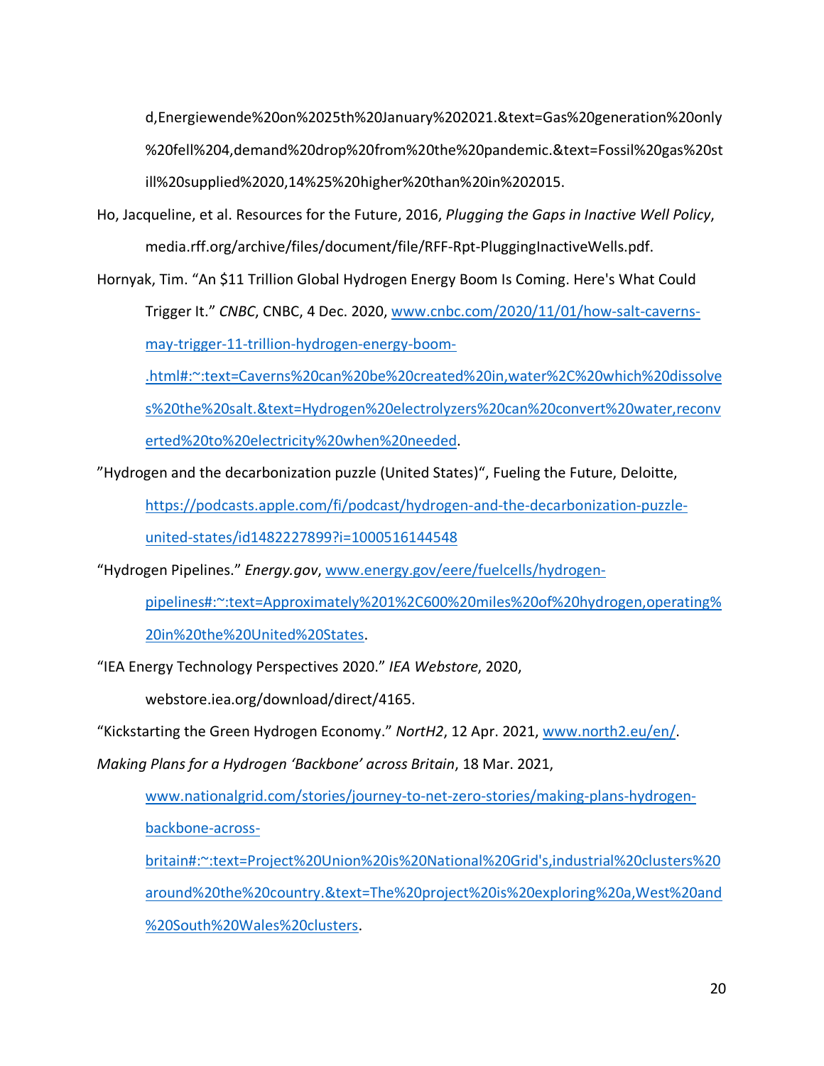d,Energiewende%20on%2025th%20January%202021.&text=Gas%20generation%20only%20fell%204,demand%20drop%20from%20the%20pandemic.&text=Fossil%20gas%20still%20supplied%2020,14%25%20higher%20than%20in%202015.

Ho, Jacqueline, et al. Resources for the Future, 2016, *Plugging the Gaps in Inactive Well Policy*, media.rff.org/archive/files/document/file/RFF-Rpt-PluggingInactiveWells.pdf.

Hornyak, Tim. "An $11 Trillion Global Hydrogen Energy Boom Is Coming. Here's What Could Trigger It." *CNBC*, CNBC, 4 Dec. 2020, www.cnbc.com/2020/11/01/how-salt-caverns-may-trigger-11-trillion-hydrogen-energy-boom-.html#:~:text=Caverns%20can%20be%20created%20in,water%2C%20which%20dissolves%20the%20salt.&text=Hydrogen%20electrolyzers%20can%20convert%20water,reconverted%20to%20electricity%20when%20needed.

"Hydrogen and the decarbonization puzzle (United States)", Fueling the Future, Deloitte, https://podcasts.apple.com/fi/podcast/hydrogen-and-the-decarbonization-puzzle-united-states/id1482227899?i=1000516144548

"Hydrogen Pipelines." *Energy.gov*, www.energy.gov/eere/fuelcells/hydrogen-pipelines#:~:text=Approximately%201%2C600%20miles%20of%20hydrogen,operating%20in%20the%20United%20States.

"IEA Energy Technology Perspectives 2020." *IEA Webstore*, 2020, webstore.iea.org/download/direct/4165.

"Kickstarting the Green Hydrogen Economy." *NorthH2*, 12 Apr. 2021, www.north2.eu/en/.

*Making Plans for a Hydrogen 'Backbone' across Britain*, 18 Mar. 2021, www.nationalgrid.com/stories/journey-to-net-zero-stories/making-plans-hydrogen-backbone-across-britain#:~:text=Project%20Union%20is%20National%20Grid's,industrial%20clusters%20around%20the%20country.&text=The%20project%20is%20exploring%20a,West%20and%20South%20Wales%20clusters.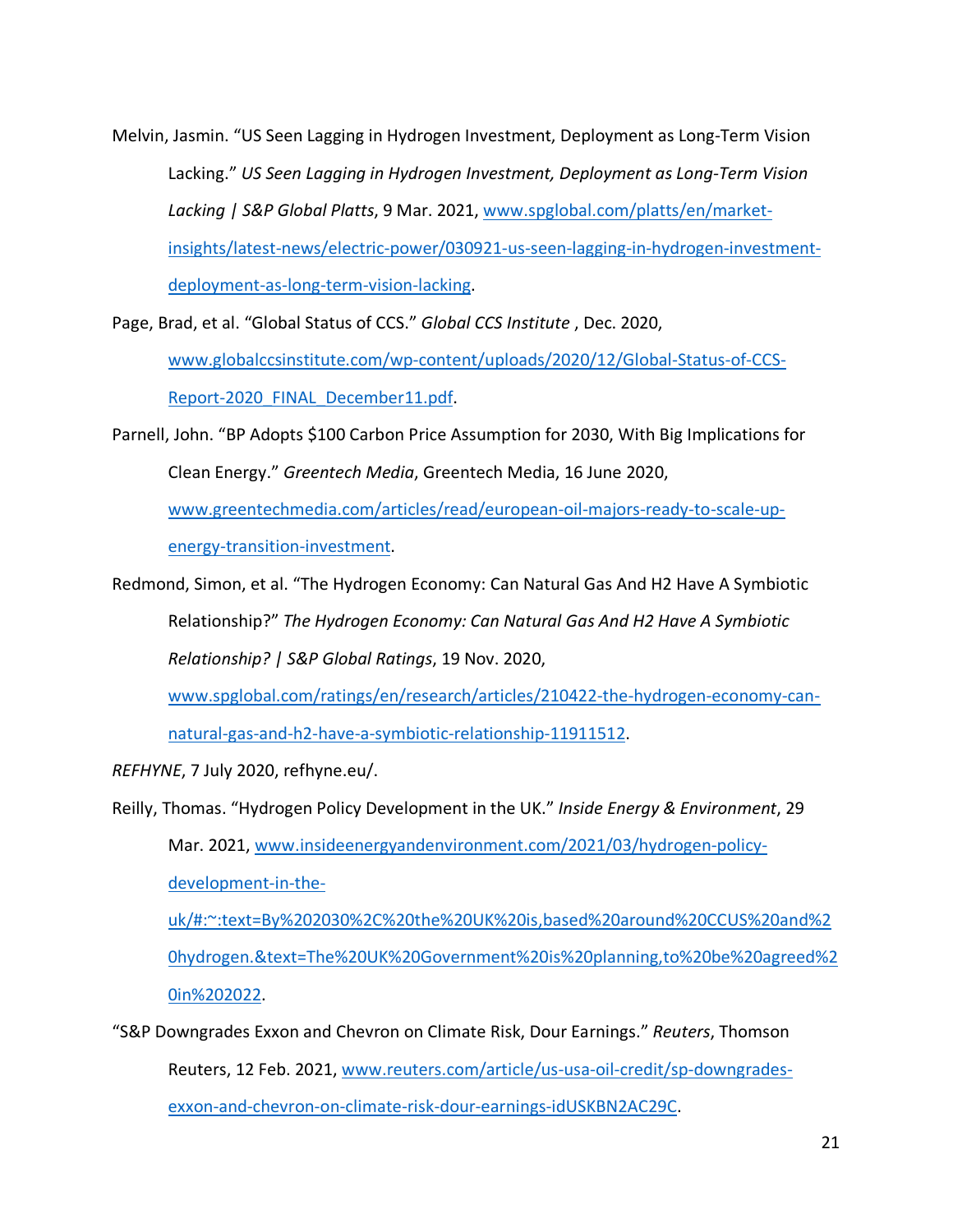Melvin, Jasmin. "US Seen Lagging in Hydrogen Investment, Deployment as Long-Term Vision Lacking." *US Seen Lagging in Hydrogen Investment, Deployment as Long-Term Vision Lacking | S&P Global Platts*, 9 Mar. 2021, www.spglobal.com/platts/en/market-insights/latest-news/electric-power/030921-us-seen-lagging-in-hydrogen-investment-deployment-as-long-term-vision-lacking.

Page, Brad, et al. "Global Status of CCS." *Global CCS Institute* , Dec. 2020, www.globalccsinstitute.com/wp-content/uploads/2020/12/Global-Status-of-CCS-Report-2020_FINAL_December11.pdf.

Parnell, John. "BP Adopts $100 Carbon Price Assumption for 2030, With Big Implications for Clean Energy." *Greentech Media*, Greentech Media, 16 June 2020, www.greentechmedia.com/articles/read/european-oil-majors-ready-to-scale-up-energy-transition-investment.

Redmond, Simon, et al. "The Hydrogen Economy: Can Natural Gas And H2 Have A Symbiotic Relationship?" *The Hydrogen Economy: Can Natural Gas And H2 Have A Symbiotic Relationship? | S&P Global Ratings*, 19 Nov. 2020, www.spglobal.com/ratings/en/research/articles/210422-the-hydrogen-economy-can-natural-gas-and-h2-have-a-symbiotic-relationship-11911512.

*REFHYNE*, 7 July 2020, refhyne.eu/.

Reilly, Thomas. "Hydrogen Policy Development in the UK." *Inside Energy & Environment*, 29 Mar. 2021, www.insideenergyandenvironment.com/2021/03/hydrogen-policy-development-in-the-uk/#:~:text=By%202030%2C%20the%20UK%20is,based%20around%20CCUS%20and%20hydrogen.&text=The%20UK%20Government%20is%20planning,to%20be%20agreed%20in%202022.

"S&P Downgrades Exxon and Chevron on Climate Risk, Dour Earnings." *Reuters*, Thomson Reuters, 12 Feb. 2021, www.reuters.com/article/us-usa-oil-credit/sp-downgrades-exxon-and-chevron-on-climate-risk-dour-earnings-idUSKBN2AC29C.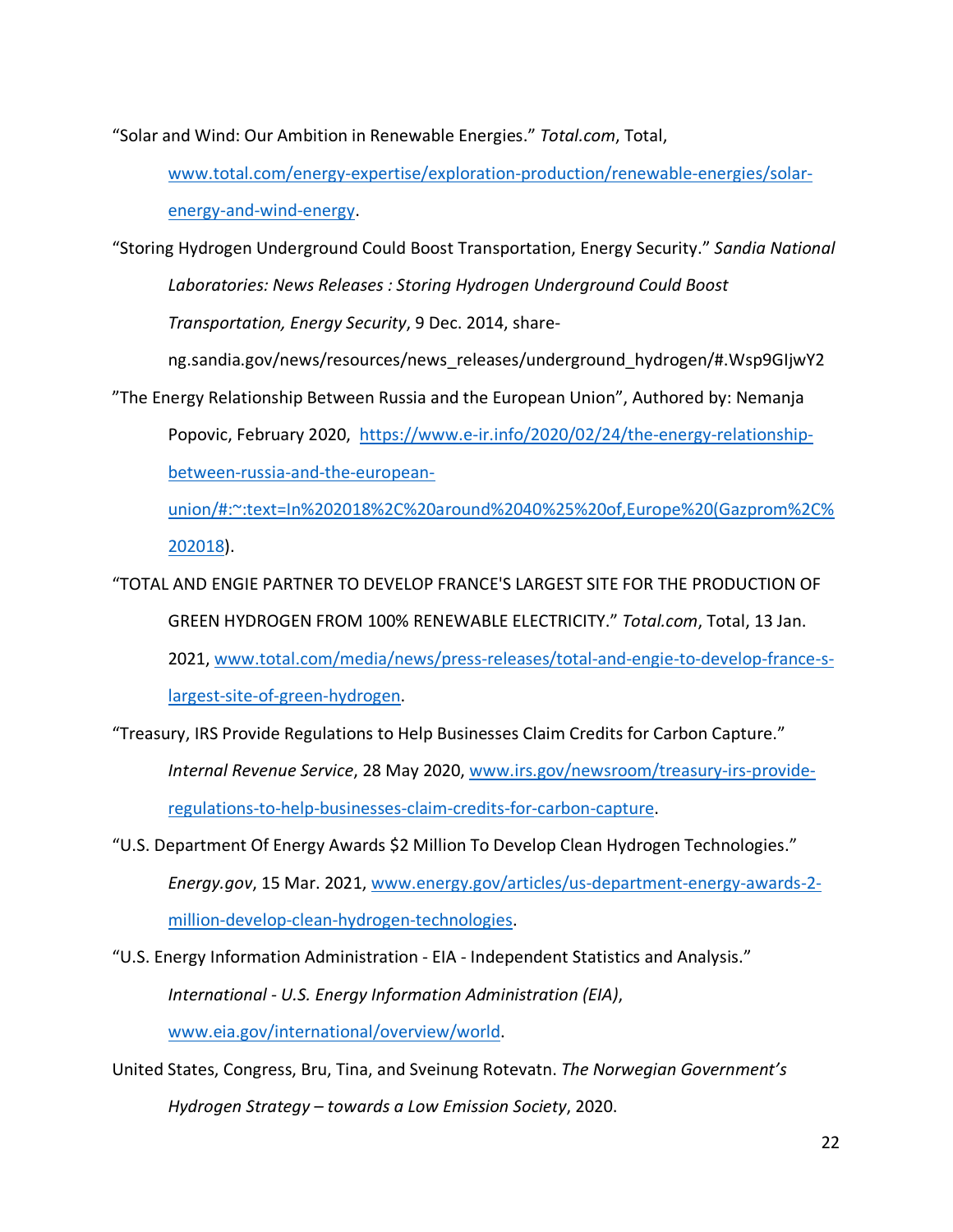“Solar and Wind: Our Ambition in Renewable Energies.” *Total.com*, Total, www.total.com/energy-expertise/exploration-production/renewable-energies/solar-energy-and-wind-energy.

“Storing Hydrogen Underground Could Boost Transportation, Energy Security.” *Sandia National Laboratories: News Releases : Storing Hydrogen Underground Could Boost Transportation, Energy Security*, 9 Dec. 2014, share-ng.sandia.gov/news/resources/news_releases/underground_hydrogen/#.Wsp9GIjwY2

”The Energy Relationship Between Russia and the European Union”, Authored by: Nemanja Popovic, February 2020, https://www.e-ir.info/2020/02/24/the-energy-relationship-between-russia-and-the-european-union/#:~:text=In%202018%2C%20around%2040%25%20of,Europe%20(Gazprom%2C%202018).

“TOTAL AND ENGIE PARTNER TO DEVELOP FRANCE'S LARGEST SITE FOR THE PRODUCTION OF GREEN HYDROGEN FROM 100% RENEWABLE ELECTRICITY.” *Total.com*, Total, 13 Jan. 2021, www.total.com/media/news/press-releases/total-and-engie-to-develop-france-s-largest-site-of-green-hydrogen.

“Treasury, IRS Provide Regulations to Help Businesses Claim Credits for Carbon Capture.” *Internal Revenue Service*, 28 May 2020, www.irs.gov/newsroom/treasury-irs-provide-regulations-to-help-businesses-claim-credits-for-carbon-capture.

“U.S. Department Of Energy Awards $2 Million To Develop Clean Hydrogen Technologies.” *Energy.gov*, 15 Mar. 2021, www.energy.gov/articles/us-department-energy-awards-2-million-develop-clean-hydrogen-technologies.

“U.S. Energy Information Administration - EIA - Independent Statistics and Analysis.” *International - U.S. Energy Information Administration (EIA)*, www.eia.gov/international/overview/world.

United States, Congress, Bru, Tina, and Sveinung Rotevatn. *The Norwegian Government’s Hydrogen Strategy – towards a Low Emission Society*, 2020.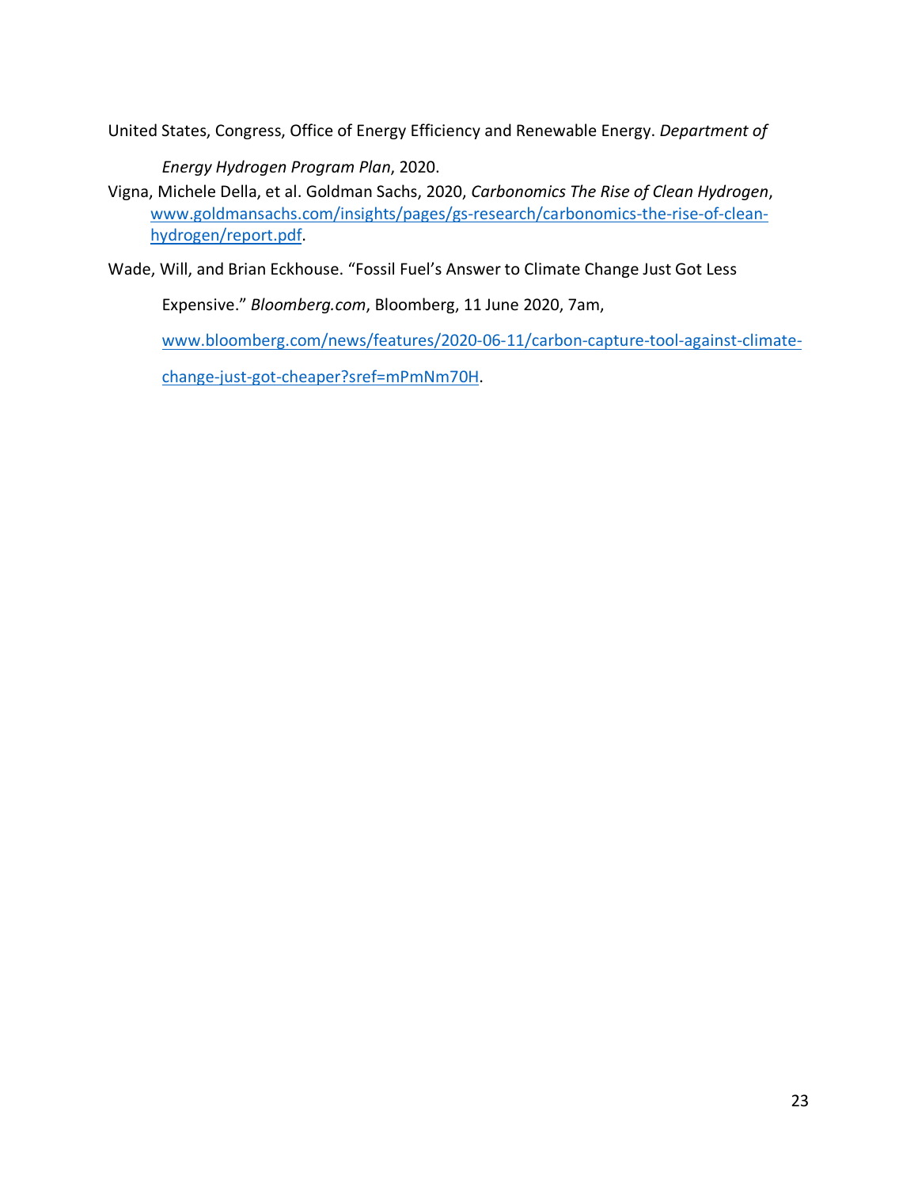United States, Congress, Office of Energy Efficiency and Renewable Energy. *Department of Energy Hydrogen Program Plan*, 2020.

Vigna, Michele Della, et al. Goldman Sachs, 2020, *Carbonomics The Rise of Clean Hydrogen*, www.goldmansachs.com/insights/pages/gs-research/carbonomics-the-rise-of-clean-hydrogen/report.pdf.

Wade, Will, and Brian Eckhouse. "Fossil Fuel's Answer to Climate Change Just Got Less Expensive." *Bloomberg.com*, Bloomberg, 11 June 2020, 7am, www.bloomberg.com/news/features/2020-06-11/carbon-capture-tool-against-climate-change-just-got-cheaper?sref=mPmNm70H.